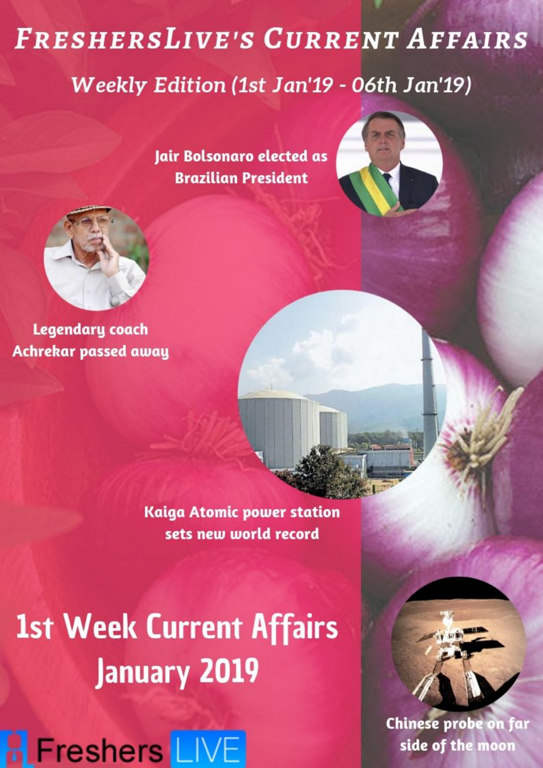# FreshersLive's Current Affairs

*Weekly Edition (1st Jan'19 - 06th Jan'19)*

**Jair Bolsonaro elected as Brazilian President**

**Legendary coach Achrekar passed away**

**Kaiga Atomic power station sets new world record**

# 1st Week Current Affairs January 2019

**Chinese probe on far side of the moon**

Freshers LIVE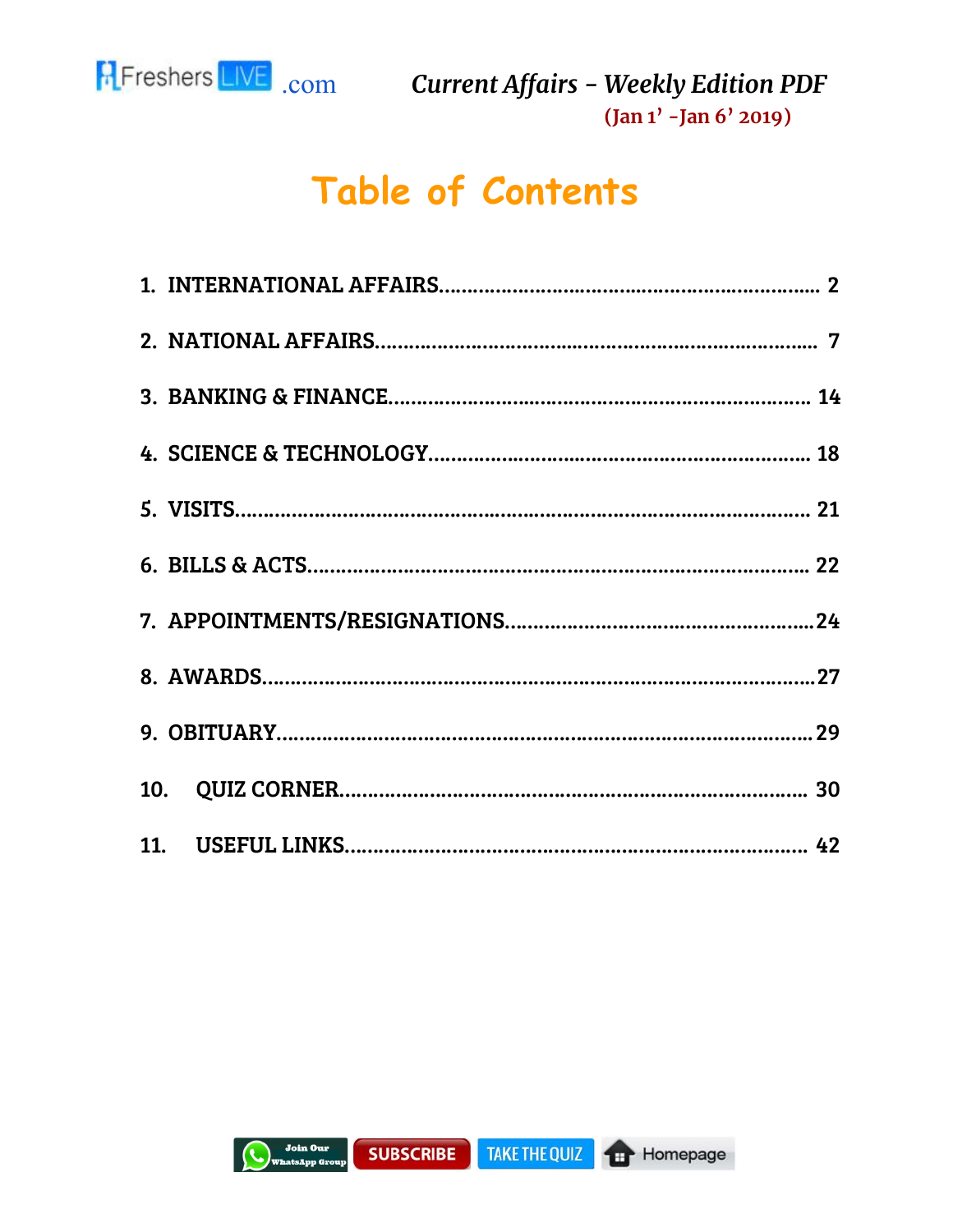# Table of Contents

1. INTERNATIONAL AFFAIRS........................................................ 2
2. NATIONAL AFFAIRS.................................................................. 7
3. BANKING & FINANCE............................................................ 14
4. SCIENCE & TECHNOLOGY..................................................... 18
5. VISITS........................................................................................ 21
6. BILLS & ACTS........................................................................ 22
7. APPOINTMENTS/RESIGNATIONS.........................................24
8. AWARDS.....................................................................................27
9. OBITUARY.................................................................................29
10. QUIZ CORNER...................................................................... 30
11. USEFUL LINKS...................................................................... 42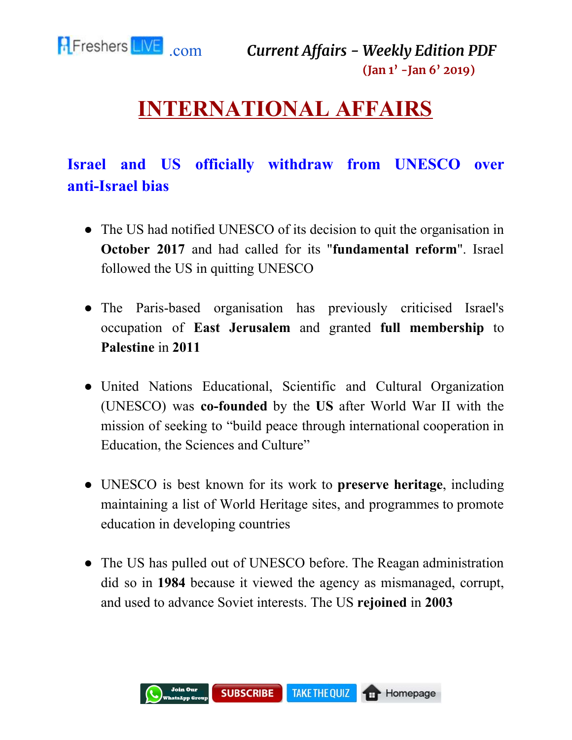# INTERNATIONAL AFFAIRS

## Israel and US officially withdraw from UNESCO over anti-Israel bias

- The US had notified UNESCO of its decision to quit the organisation in **October 2017** and had called for its "**fundamental reform**". Israel followed the US in quitting UNESCO
- The Paris-based organisation has previously criticised Israel's occupation of **East Jerusalem** and granted **full membership** to **Palestine** in **2011**
- United Nations Educational, Scientific and Cultural Organization (UNESCO) was **co-founded** by the **US** after World War II with the mission of seeking to "build peace through international cooperation in Education, the Sciences and Culture"
- UNESCO is best known for its work to **preserve heritage**, including maintaining a list of World Heritage sites, and programmes to promote education in developing countries
- The US has pulled out of UNESCO before. The Reagan administration did so in **1984** because it viewed the agency as mismanaged, corrupt, and used to advance Soviet interests. The US **rejoined** in **2003**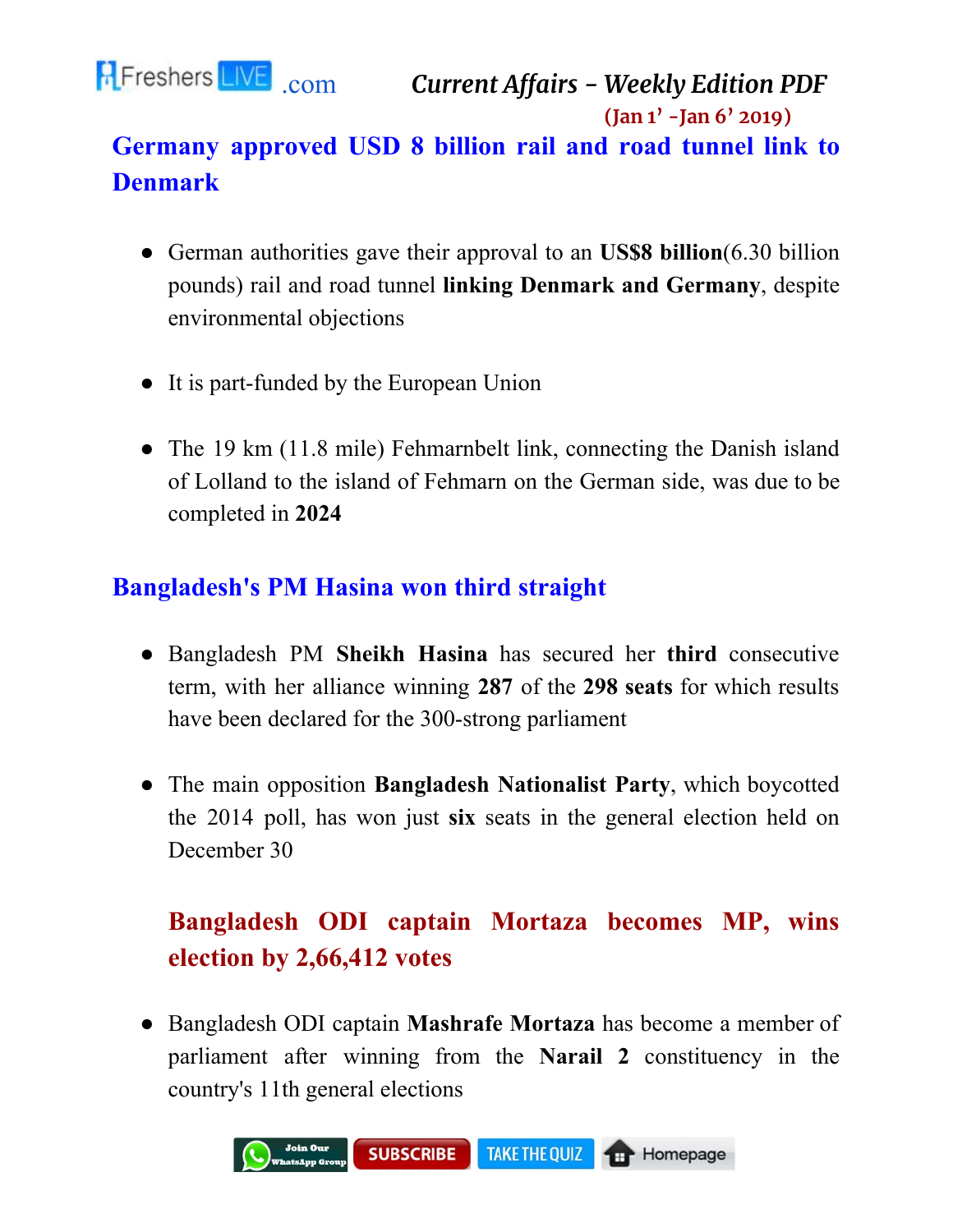## Germany approved USD 8 billion rail and road tunnel link to Denmark

- German authorities gave their approval to an **US$8 billion**(6.30 billion pounds) rail and road tunnel **linking Denmark and Germany**, despite environmental objections
- It is part-funded by the European Union
- The 19 km (11.8 mile) Fehmarnbelt link, connecting the Danish island of Lolland to the island of Fehmarn on the German side, was due to be completed in **2024**

## Bangladesh's PM Hasina won third straight

- Bangladesh PM **Sheikh Hasina** has secured her **third** consecutive term, with her alliance winning **287** of the **298 seats** for which results have been declared for the 300-strong parliament
- The main opposition **Bangladesh Nationalist Party**, which boycotted the 2014 poll, has won just **six** seats in the general election held on December 30

### Bangladesh ODI captain Mortaza becomes MP, wins election by 2,66,412 votes

- Bangladesh ODI captain **Mashrafe Mortaza** has become a member of parliament after winning from the **Narail 2** constituency in the country's 11th general elections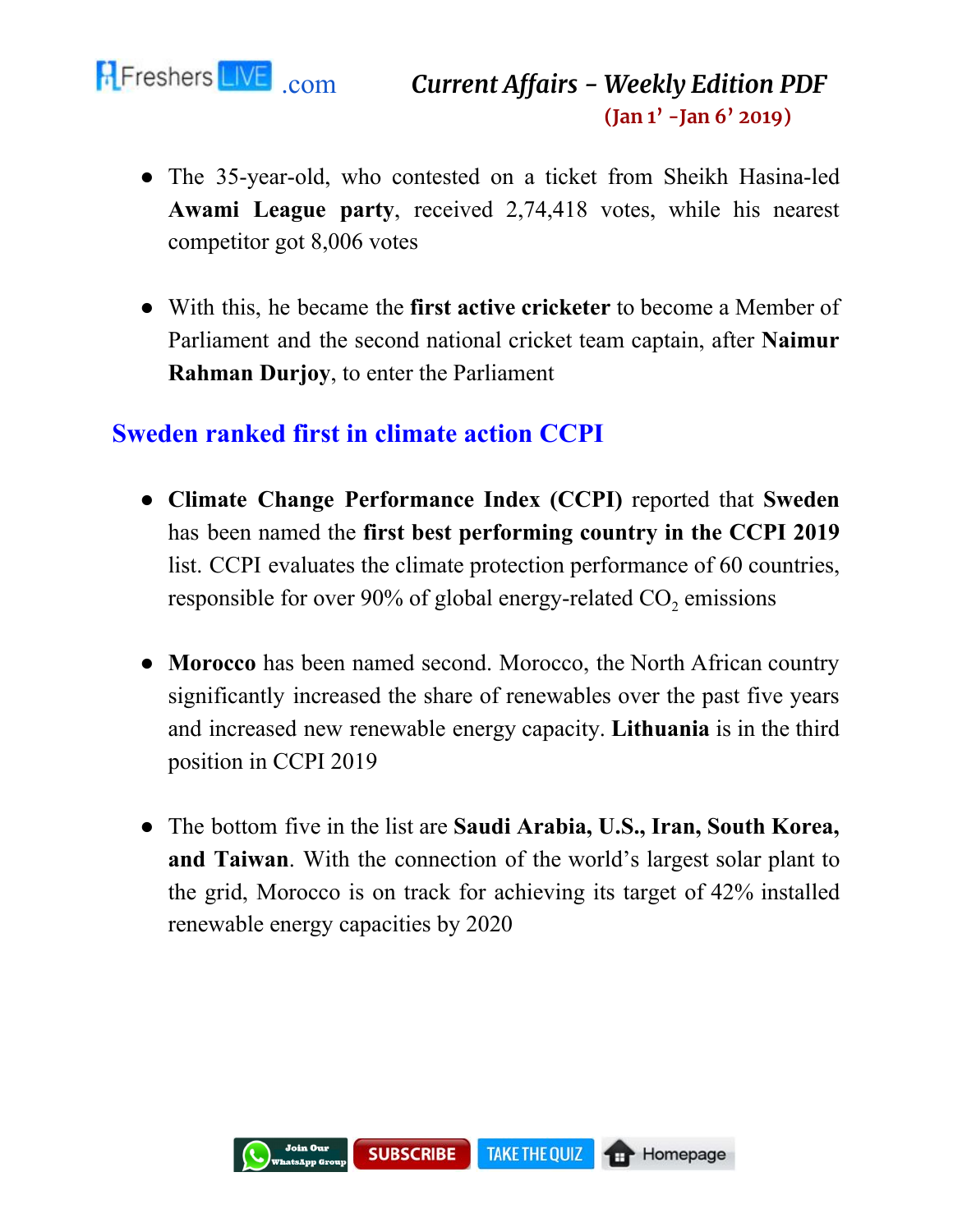- The 35-year-old, who contested on a ticket from Sheikh Hasina-led **Awami League party**, received 2,74,418 votes, while his nearest competitor got 8,006 votes

- With this, he became the **first active cricketer** to become a Member of Parliament and the second national cricket team captain, after **Naimur Rahman Durjoy**, to enter the Parliament

## Sweden ranked first in climate action CCPI

- **Climate Change Performance Index (CCPI)** reported that **Sweden** has been named the **first best performing country in the CCPI 2019** list. CCPI evaluates the climate protection performance of 60 countries, responsible for over 90% of global energy-related $CO_2$ emissions

- **Morocco** has been named second. Morocco, the North African country significantly increased the share of renewables over the past five years and increased new renewable energy capacity. **Lithuania** is in the third position in CCPI 2019

- The bottom five in the list are **Saudi Arabia, U.S., Iran, South Korea, and Taiwan**. With the connection of the world's largest solar plant to the grid, Morocco is on track for achieving its target of 42% installed renewable energy capacities by 2020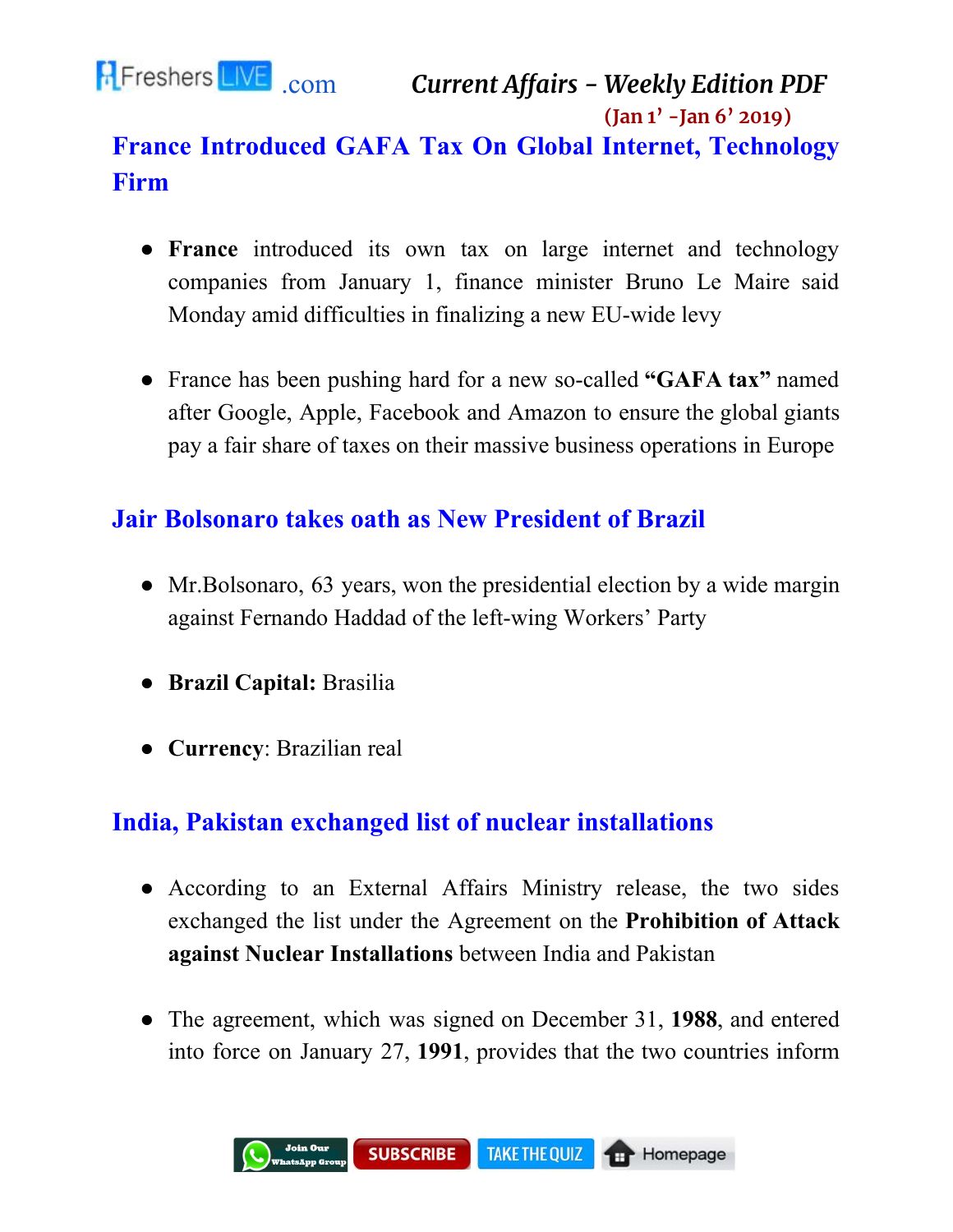## France Introduced GAFA Tax On Global Internet, Technology Firm

- **France** introduced its own tax on large internet and technology companies from January 1, finance minister Bruno Le Maire said Monday amid difficulties in finalizing a new EU-wide levy

- France has been pushing hard for a new so-called **"GAFA tax"** named after Google, Apple, Facebook and Amazon to ensure the global giants pay a fair share of taxes on their massive business operations in Europe

## Jair Bolsonaro takes oath as New President of Brazil

- Mr.Bolsonaro, 63 years, won the presidential election by a wide margin against Fernando Haddad of the left-wing Workers' Party

- **Brazil Capital:** Brasilia

- **Currency**: Brazilian real

## India, Pakistan exchanged list of nuclear installations

- According to an External Affairs Ministry release, the two sides exchanged the list under the Agreement on the **Prohibition of Attack against Nuclear Installations** between India and Pakistan

- The agreement, which was signed on December 31, **1988**, and entered into force on January 27, **1991**, provides that the two countries inform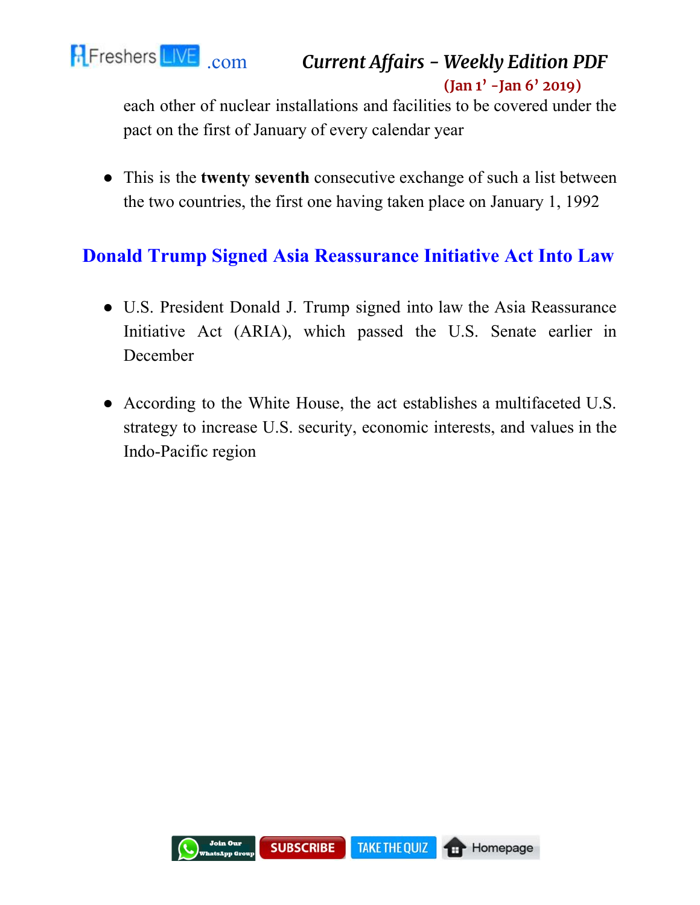each other of nuclear installations and facilities to be covered under the pact on the first of January of every calendar year

- This is the **twenty seventh** consecutive exchange of such a list between the two countries, the first one having taken place on January 1, 1992

## Donald Trump Signed Asia Reassurance Initiative Act Into Law

- U.S. President Donald J. Trump signed into law the Asia Reassurance Initiative Act (ARIA), which passed the U.S. Senate earlier in December
- According to the White House, the act establishes a multifaceted U.S. strategy to increase U.S. security, economic interests, and values in the Indo-Pacific region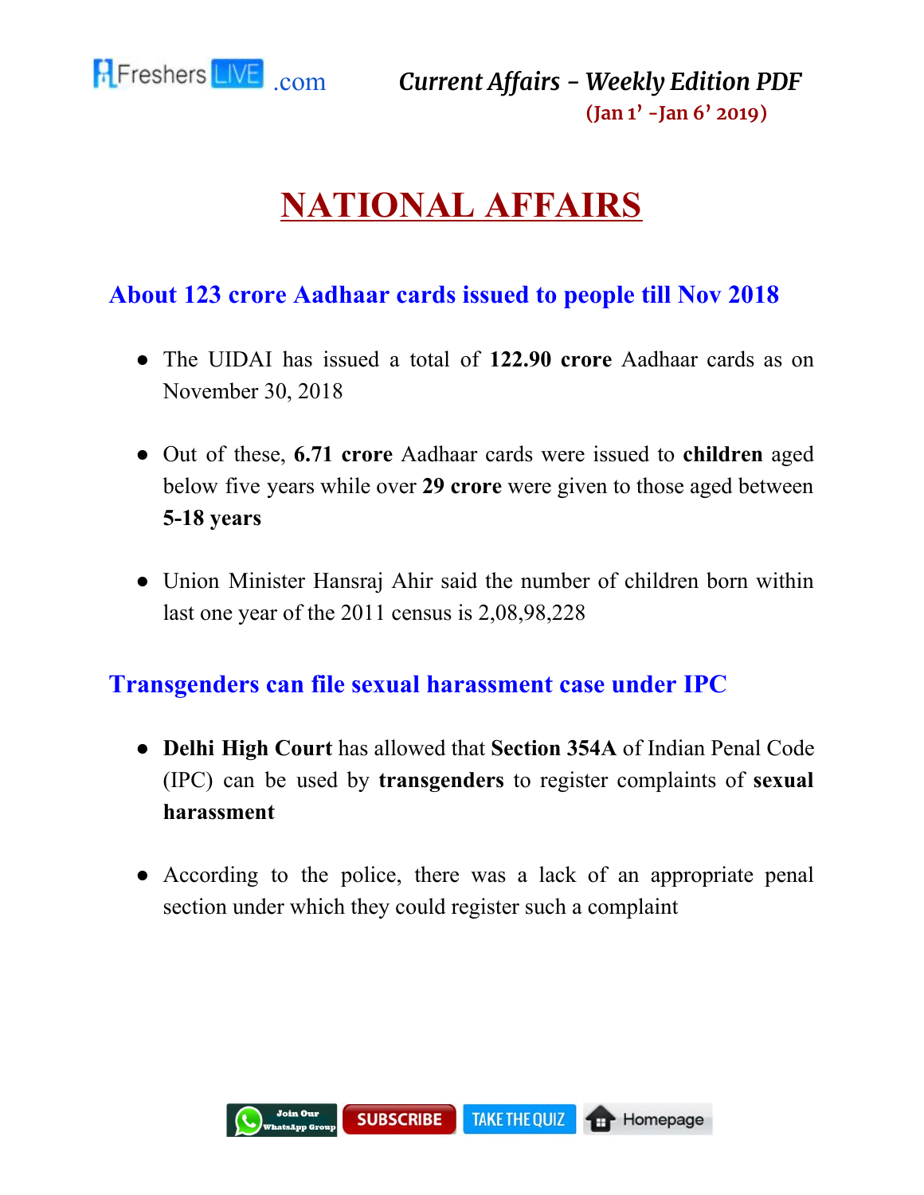# NATIONAL AFFAIRS

## About 123 crore Aadhaar cards issued to people till Nov 2018

- The UIDAI has issued a total of **122.90 crore** Aadhaar cards as on November 30, 2018
- Out of these, **6.71 crore** Aadhaar cards were issued to **children** aged below five years while over **29 crore** were given to those aged between **5-18 years**
- Union Minister Hansraj Ahir said the number of children born within last one year of the 2011 census is 2,08,98,228

## Transgenders can file sexual harassment case under IPC

- **Delhi High Court** has allowed that **Section 354A** of Indian Penal Code (IPC) can be used by **transgenders** to register complaints of **sexual harassment**
- According to the police, there was a lack of an appropriate penal section under which they could register such a complaint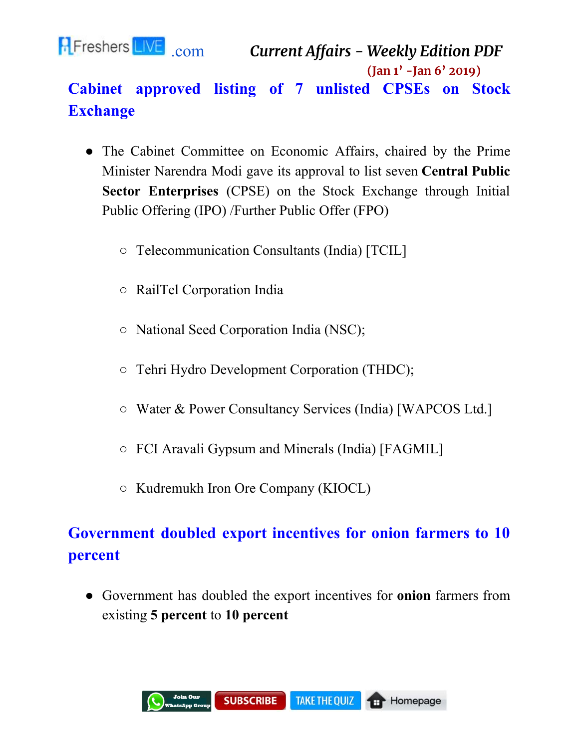## Cabinet approved listing of 7 unlisted CPSEs on Stock Exchange

- The Cabinet Committee on Economic Affairs, chaired by the Prime Minister Narendra Modi gave its approval to list seven **Central Public Sector Enterprises** (CPSE) on the Stock Exchange through Initial Public Offering (IPO) /Further Public Offer (FPO)
  - Telecommunication Consultants (India) [TCIL]
  - RailTel Corporation India
  - National Seed Corporation India (NSC);
  - Tehri Hydro Development Corporation (THDC);
  - Water & Power Consultancy Services (India) [WAPCOS Ltd.]
  - FCI Aravali Gypsum and Minerals (India) [FAGMIL]
  - Kudremukh Iron Ore Company (KIOCL)

## Government doubled export incentives for onion farmers to 10 percent

- Government has doubled the export incentives for **onion** farmers from existing **5 percent** to **10 percent**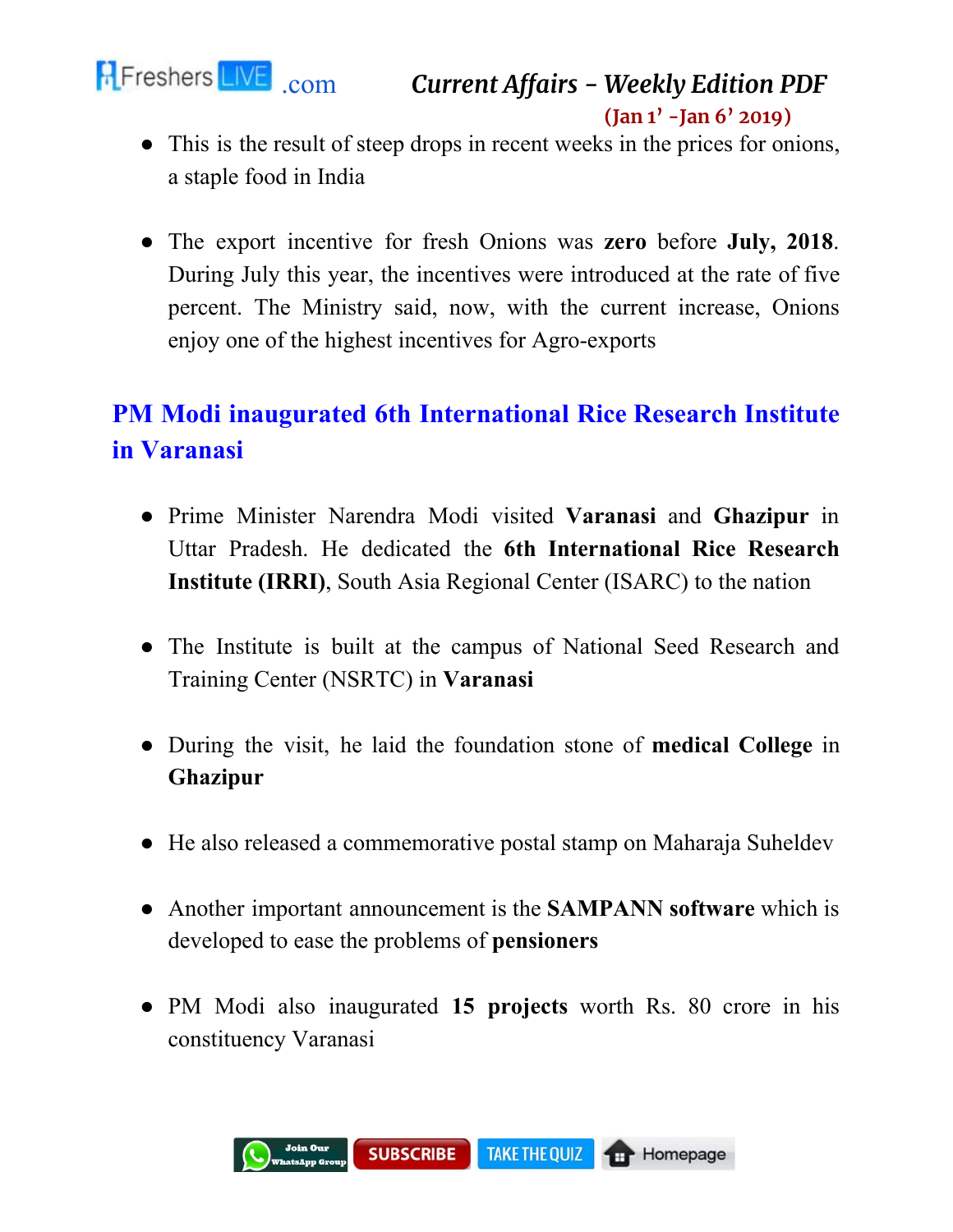- This is the result of steep drops in recent weeks in the prices for onions, a staple food in India

- The export incentive for fresh Onions was **zero** before **July, 2018**. During July this year, the incentives were introduced at the rate of five percent. The Ministry said, now, with the current increase, Onions enjoy one of the highest incentives for Agro-exports

## PM Modi inaugurated 6th International Rice Research Institute in Varanasi

- Prime Minister Narendra Modi visited **Varanasi** and **Ghazipur** in Uttar Pradesh. He dedicated the **6th International Rice Research Institute (IRRI)**, South Asia Regional Center (ISARC) to the nation

- The Institute is built at the campus of National Seed Research and Training Center (NSRTC) in **Varanasi**

- During the visit, he laid the foundation stone of **medical College** in **Ghazipur**

- He also released a commemorative postal stamp on Maharaja Suheldev

- Another important announcement is the **SAMPANN software** which is developed to ease the problems of **pensioners**

- PM Modi also inaugurated **15 projects** worth Rs. 80 crore in his constituency Varanasi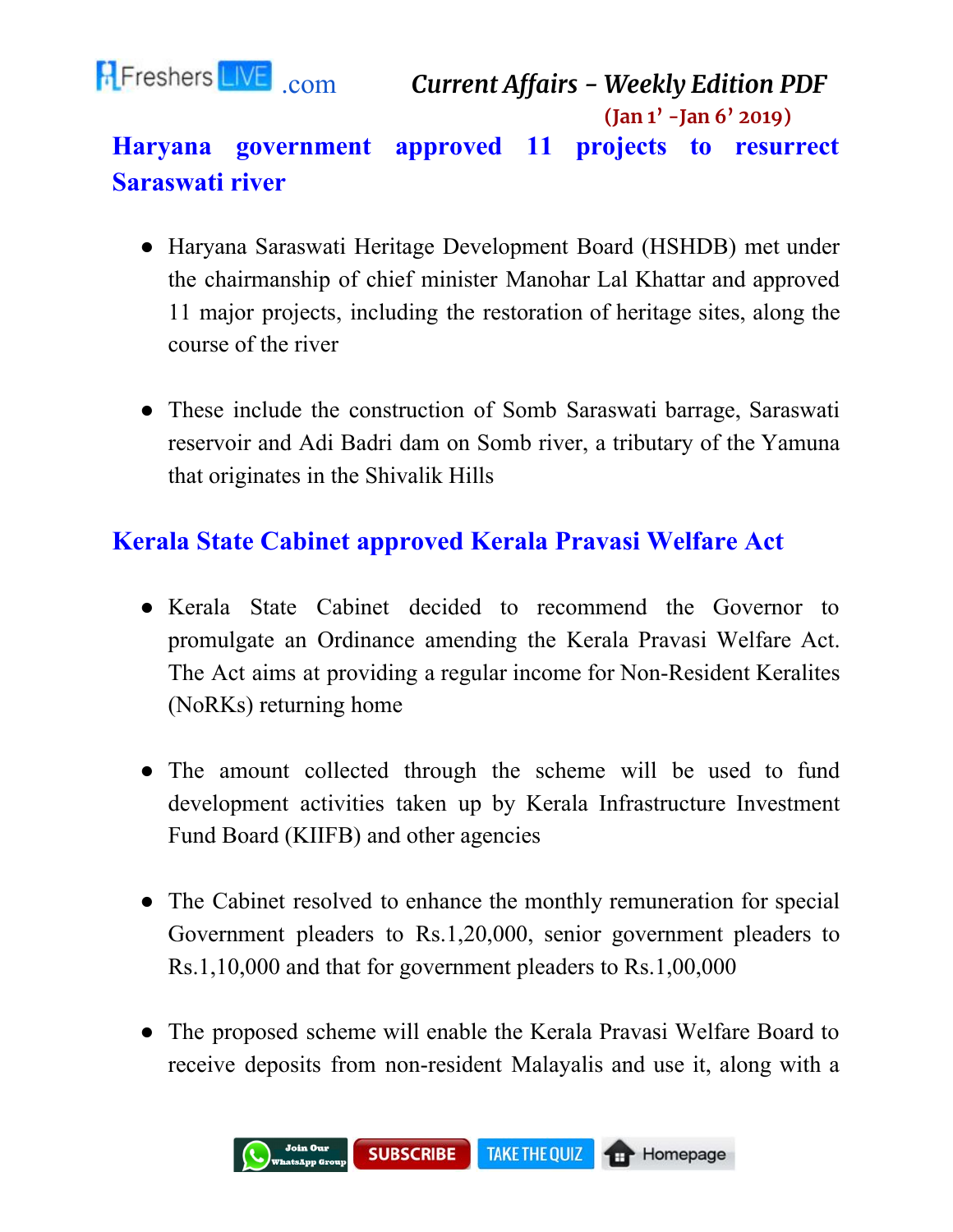## Haryana government approved 11 projects to resurrect Saraswati river

- Haryana Saraswati Heritage Development Board (HSHDB) met under the chairmanship of chief minister Manohar Lal Khattar and approved 11 major projects, including the restoration of heritage sites, along the course of the river
- These include the construction of Somb Saraswati barrage, Saraswati reservoir and Adi Badri dam on Somb river, a tributary of the Yamuna that originates in the Shivalik Hills

## Kerala State Cabinet approved Kerala Pravasi Welfare Act

- Kerala State Cabinet decided to recommend the Governor to promulgate an Ordinance amending the Kerala Pravasi Welfare Act. The Act aims at providing a regular income for Non-Resident Keralites (NoRKs) returning home
- The amount collected through the scheme will be used to fund development activities taken up by Kerala Infrastructure Investment Fund Board (KIIFB) and other agencies
- The Cabinet resolved to enhance the monthly remuneration for special Government pleaders to Rs.1,20,000, senior government pleaders to Rs.1,10,000 and that for government pleaders to Rs.1,00,000
- The proposed scheme will enable the Kerala Pravasi Welfare Board to receive deposits from non-resident Malayalis and use it, along with a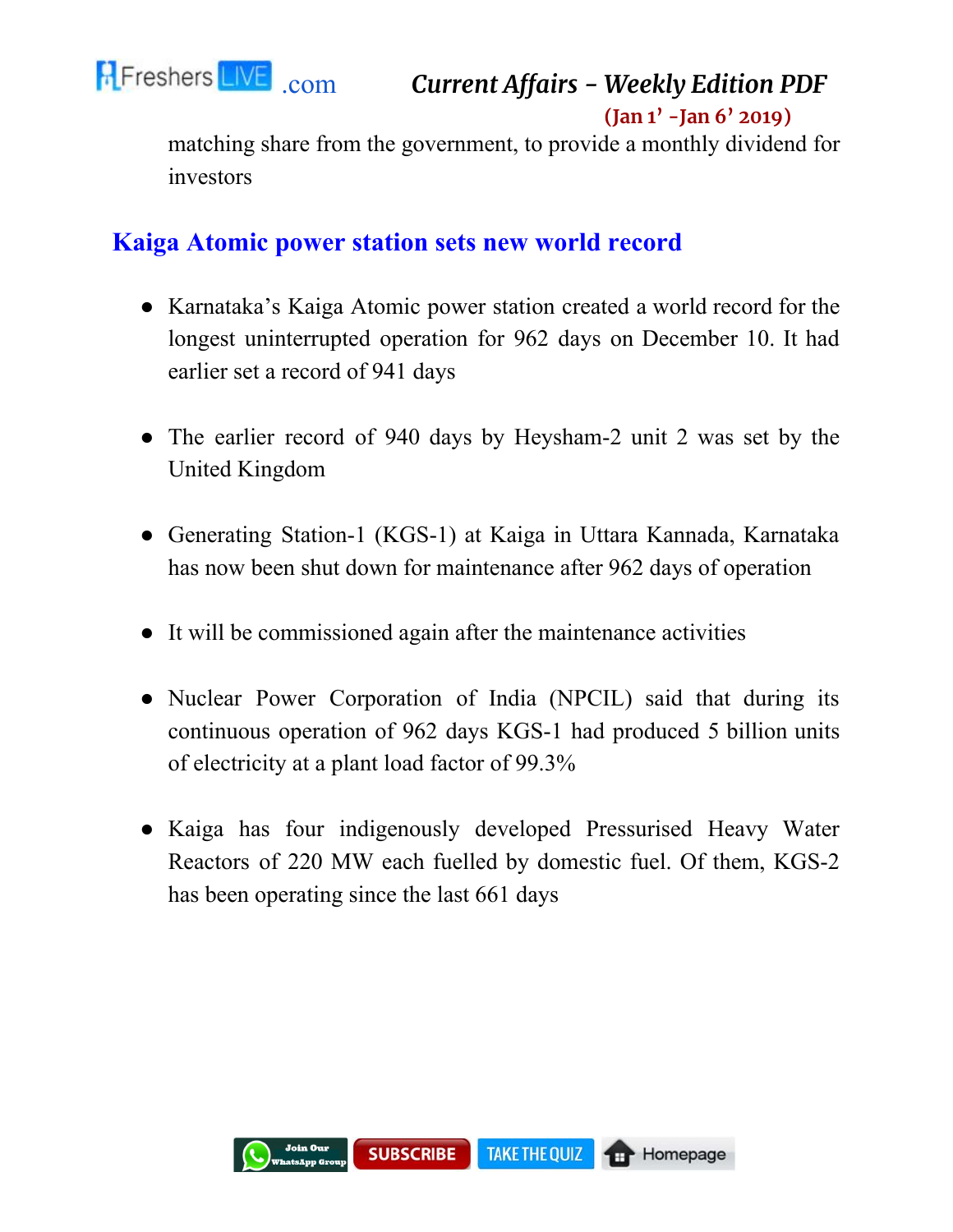matching share from the government, to provide a monthly dividend for investors

## Kaiga Atomic power station sets new world record

- Karnataka's Kaiga Atomic power station created a world record for the longest uninterrupted operation for 962 days on December 10. It had earlier set a record of 941 days
- The earlier record of 940 days by Heysham-2 unit 2 was set by the United Kingdom
- Generating Station-1 (KGS-1) at Kaiga in Uttara Kannada, Karnataka has now been shut down for maintenance after 962 days of operation
- It will be commissioned again after the maintenance activities
- Nuclear Power Corporation of India (NPCIL) said that during its continuous operation of 962 days KGS-1 had produced 5 billion units of electricity at a plant load factor of 99.3%
- Kaiga has four indigenously developed Pressurised Heavy Water Reactors of 220 MW each fuelled by domestic fuel. Of them, KGS-2 has been operating since the last 661 days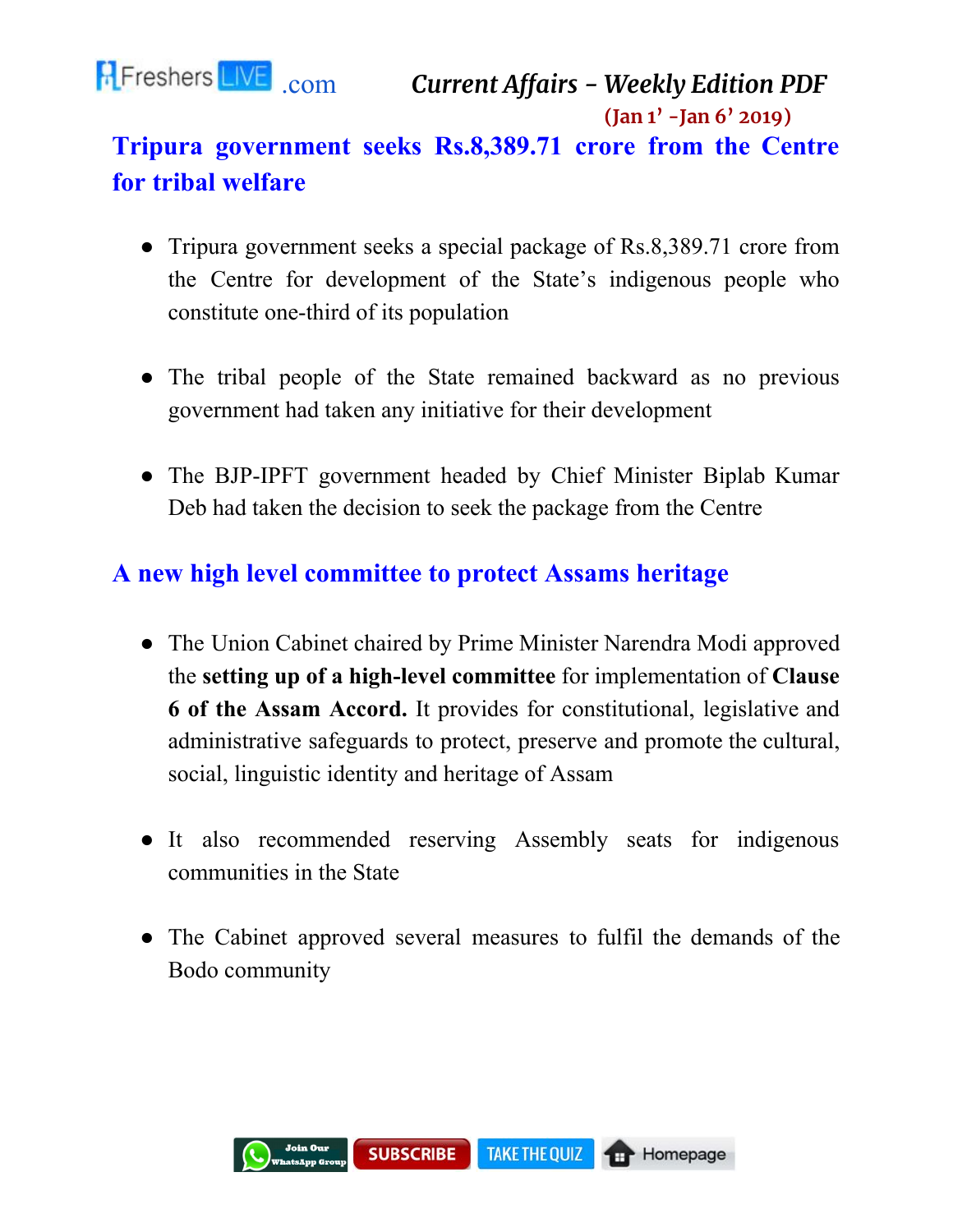## Tripura government seeks Rs.8,389.71 crore from the Centre for tribal welfare

- Tripura government seeks a special package of Rs.8,389.71 crore from the Centre for development of the State's indigenous people who constitute one-third of its population
- The tribal people of the State remained backward as no previous government had taken any initiative for their development
- The BJP-IPFT government headed by Chief Minister Biplab Kumar Deb had taken the decision to seek the package from the Centre

## A new high level committee to protect Assams heritage

- The Union Cabinet chaired by Prime Minister Narendra Modi approved the **setting up of a high-level committee** for implementation of **Clause 6 of the Assam Accord.** It provides for constitutional, legislative and administrative safeguards to protect, preserve and promote the cultural, social, linguistic identity and heritage of Assam
- It also recommended reserving Assembly seats for indigenous communities in the State
- The Cabinet approved several measures to fulfil the demands of the Bodo community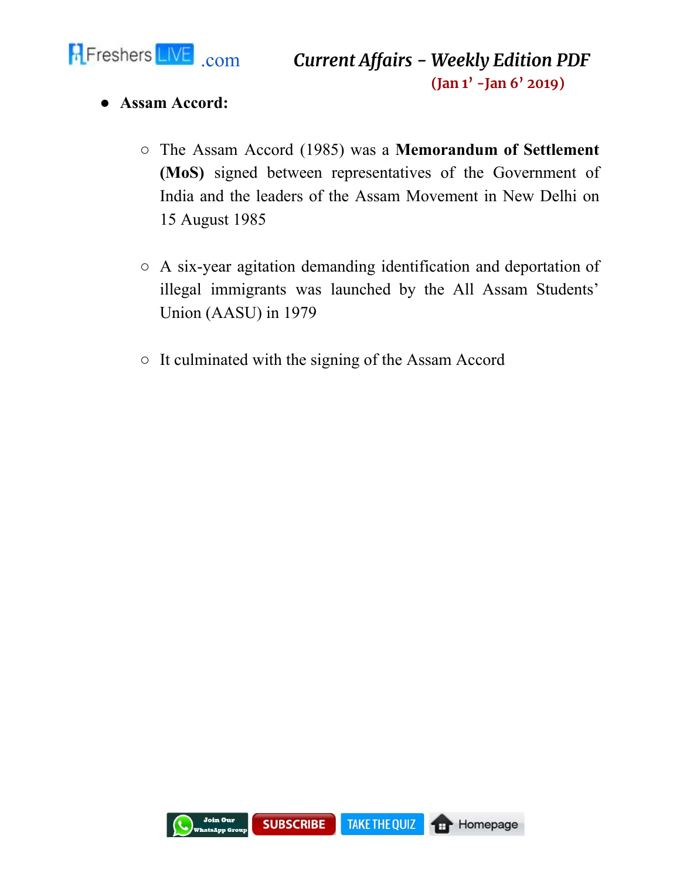- **Assam Accord:**
  - The Assam Accord (1985) was a **Memorandum of Settlement (MoS)** signed between representatives of the Government of India and the leaders of the Assam Movement in New Delhi on 15 August 1985
  - A six-year agitation demanding identification and deportation of illegal immigrants was launched by the All Assam Students' Union (AASU) in 1979
  - It culminated with the signing of the Assam Accord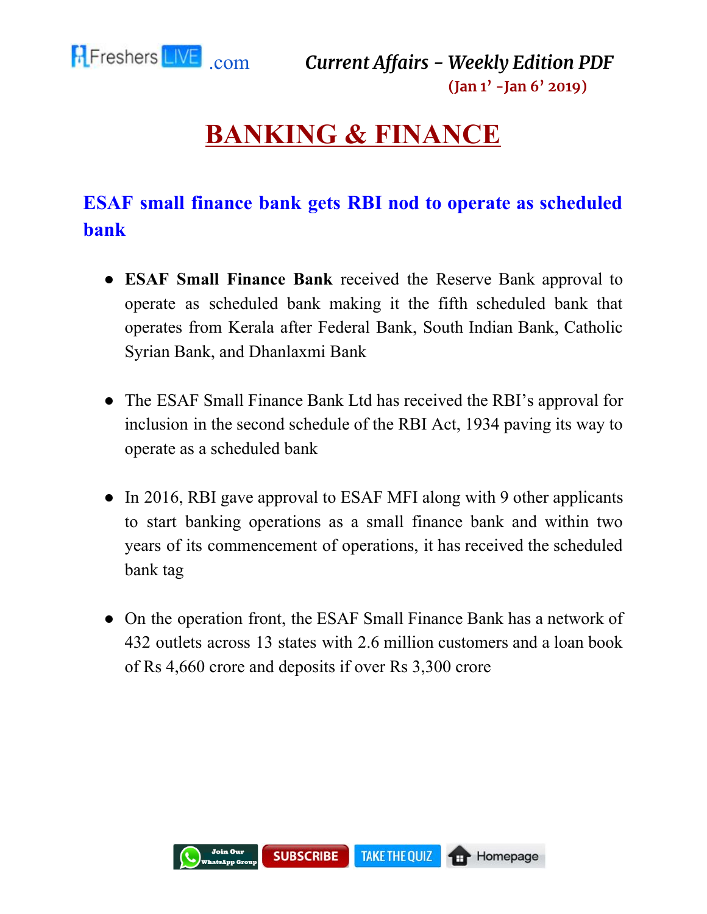# BANKING & FINANCE

## ESAF small finance bank gets RBI nod to operate as scheduled bank

- **ESAF Small Finance Bank** received the Reserve Bank approval to operate as scheduled bank making it the fifth scheduled bank that operates from Kerala after Federal Bank, South Indian Bank, Catholic Syrian Bank, and Dhanlaxmi Bank

- The ESAF Small Finance Bank Ltd has received the RBI's approval for inclusion in the second schedule of the RBI Act, 1934 paving its way to operate as a scheduled bank

- In 2016, RBI gave approval to ESAF MFI along with 9 other applicants to start banking operations as a small finance bank and within two years of its commencement of operations, it has received the scheduled bank tag

- On the operation front, the ESAF Small Finance Bank has a network of 432 outlets across 13 states with 2.6 million customers and a loan book of Rs 4,660 crore and deposits if over Rs 3,300 crore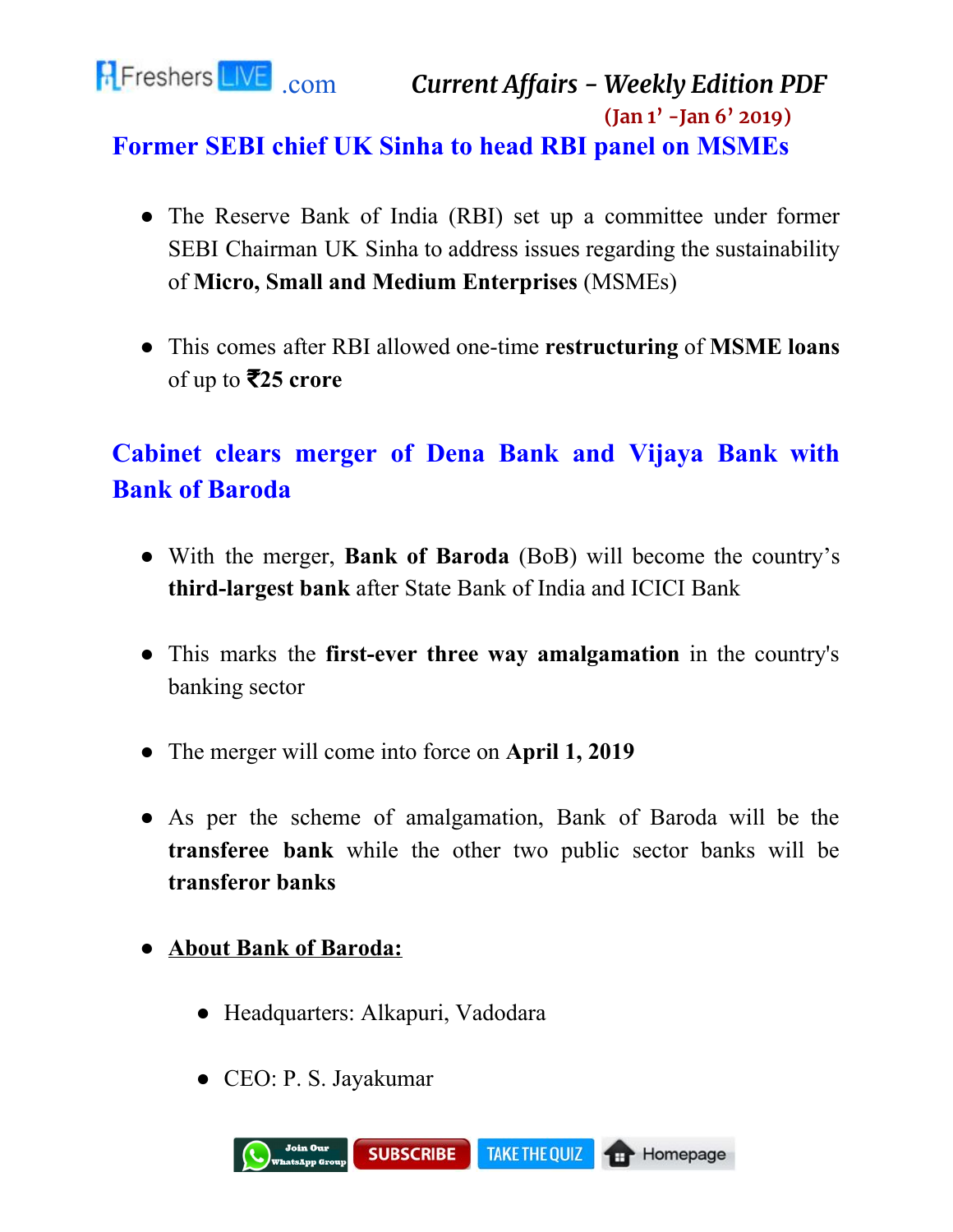## Former SEBI chief UK Sinha to head RBI panel on MSMEs

- The Reserve Bank of India (RBI) set up a committee under former SEBI Chairman UK Sinha to address issues regarding the sustainability of **Micro, Small and Medium Enterprises** (MSMEs)

- This comes after RBI allowed one-time **restructuring** of **MSME loans** of up to **₹25 crore**

## Cabinet clears merger of Dena Bank and Vijaya Bank with Bank of Baroda

- With the merger, **Bank of Baroda** (BoB) will become the country's **third-largest bank** after State Bank of India and ICICI Bank

- This marks the **first-ever three way amalgamation** in the country's banking sector

- The merger will come into force on **April 1, 2019**

- As per the scheme of amalgamation, Bank of Baroda will be the **transferee bank** while the other two public sector banks will be **transferor banks**

- **About Bank of Baroda:**
  - Headquarters: Alkapuri, Vadodara
  - CEO: P. S. Jayakumar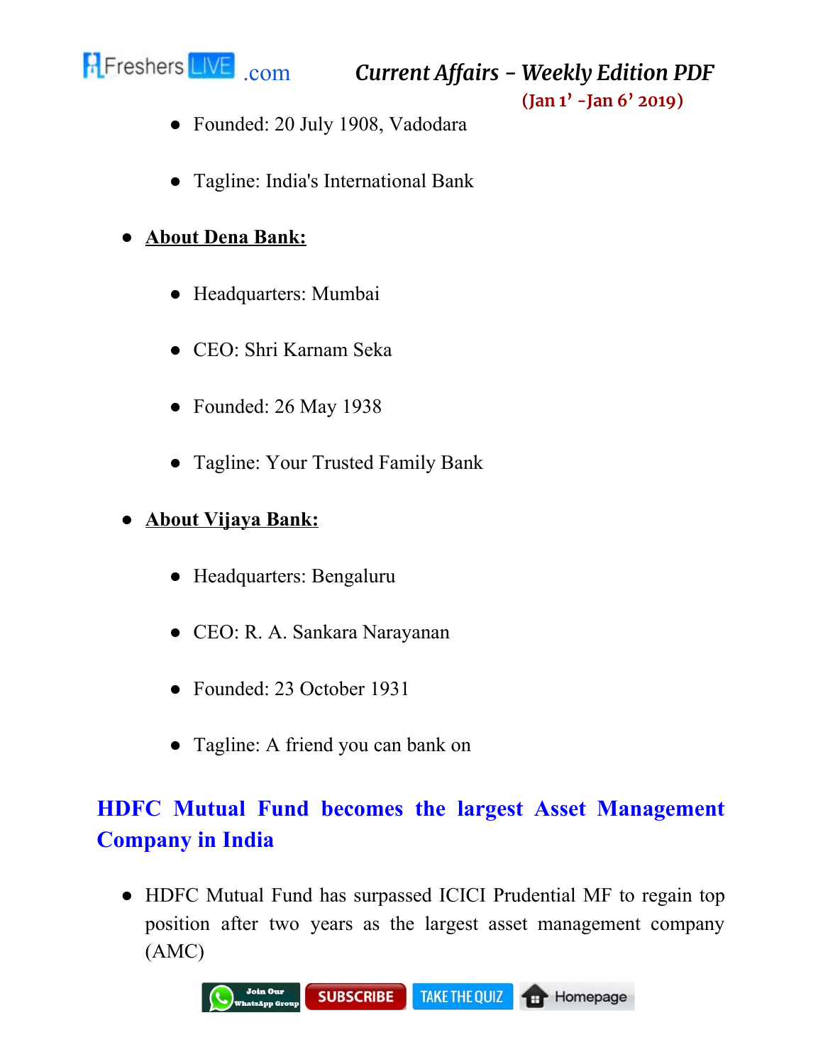- Founded: 20 July 1908, Vadodara
- Tagline: India's International Bank

- **About Dena Bank:**
    - Headquarters: Mumbai
    - CEO: Shri Karnam Seka
    - Founded: 26 May 1938
    - Tagline: Your Trusted Family Bank

- **About Vijaya Bank:**
    - Headquarters: Bengaluru
    - CEO: R. A. Sankara Narayanan
    - Founded: 23 October 1931
    - Tagline: A friend you can bank on

## HDFC Mutual Fund becomes the largest Asset Management Company in India

- HDFC Mutual Fund has surpassed ICICI Prudential MF to regain top position after two years as the largest asset management company (AMC)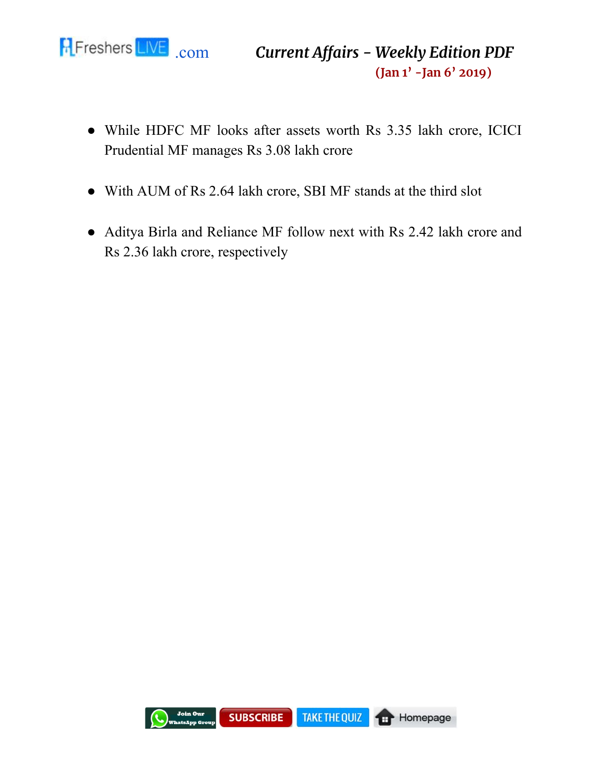- While HDFC MF looks after assets worth Rs 3.35 lakh crore, ICICI Prudential MF manages Rs 3.08 lakh crore
- With AUM of Rs 2.64 lakh crore, SBI MF stands at the third slot
- Aditya Birla and Reliance MF follow next with Rs 2.42 lakh crore and Rs 2.36 lakh crore, respectively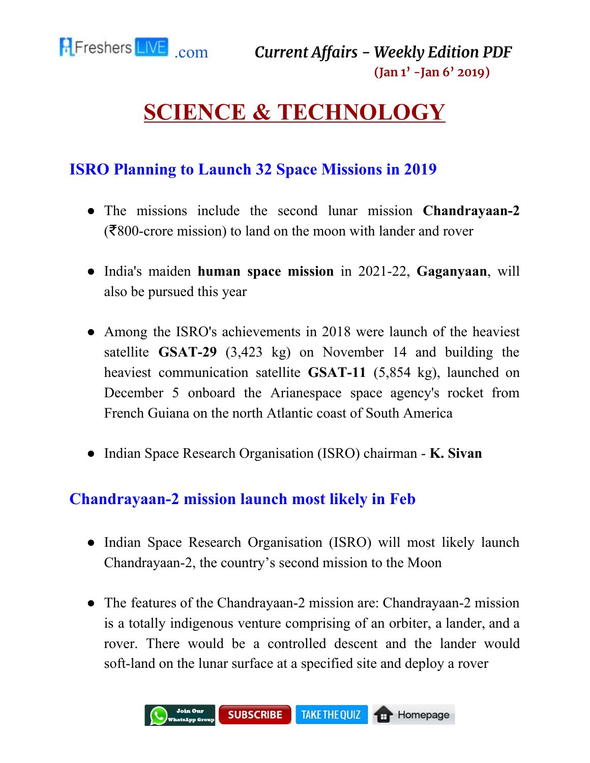# SCIENCE & TECHNOLOGY

## ISRO Planning to Launch 32 Space Missions in 2019

- The missions include the second lunar mission **Chandrayaan-2** (₹800-crore mission) to land on the moon with lander and rover
- India's maiden **human space mission** in 2021-22, **Gaganyaan**, will also be pursued this year
- Among the ISRO's achievements in 2018 were launch of the heaviest satellite **GSAT-29** (3,423 kg) on November 14 and building the heaviest communication satellite **GSAT-11** (5,854 kg), launched on December 5 onboard the Arianespace space agency's rocket from French Guiana on the north Atlantic coast of South America
- Indian Space Research Organisation (ISRO) chairman - **K. Sivan**

## Chandrayaan-2 mission launch most likely in Feb

- Indian Space Research Organisation (ISRO) will most likely launch Chandrayaan-2, the country's second mission to the Moon
- The features of the Chandrayaan-2 mission are: Chandrayaan-2 mission is a totally indigenous venture comprising of an orbiter, a lander, and a rover. There would be a controlled descent and the lander would soft-land on the lunar surface at a specified site and deploy a rover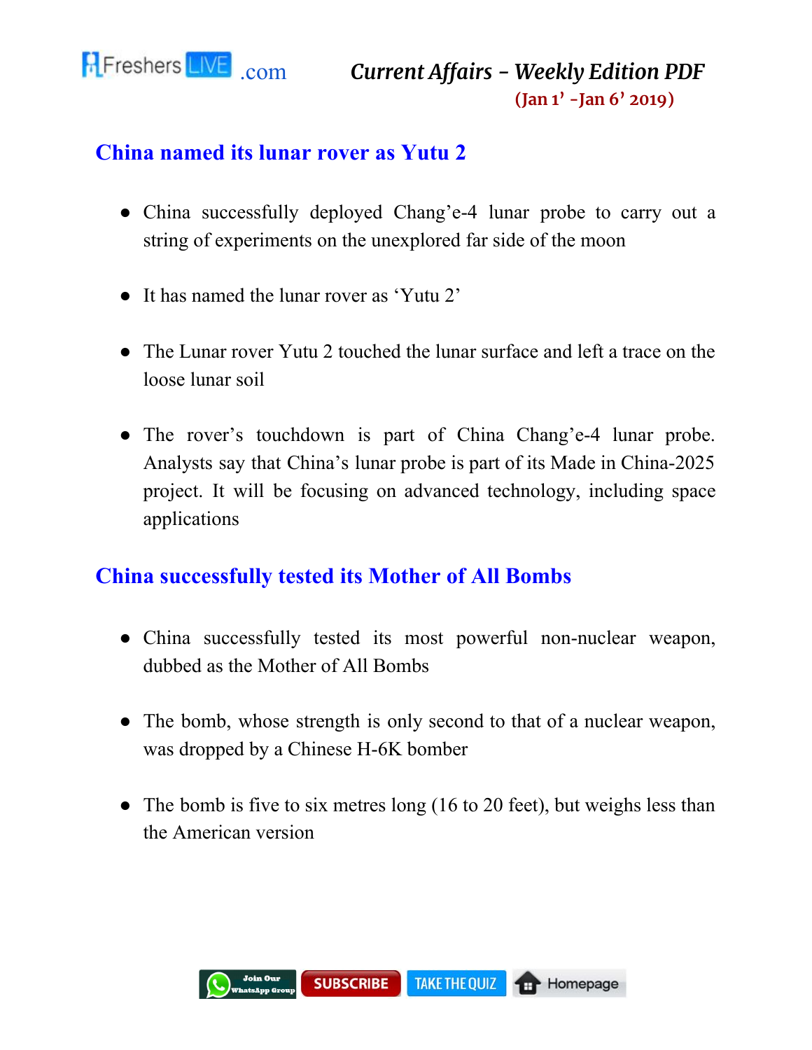## China named its lunar rover as Yutu 2

- China successfully deployed Chang'e-4 lunar probe to carry out a string of experiments on the unexplored far side of the moon
- It has named the lunar rover as 'Yutu 2'
- The Lunar rover Yutu 2 touched the lunar surface and left a trace on the loose lunar soil
- The rover's touchdown is part of China Chang'e-4 lunar probe. Analysts say that China's lunar probe is part of its Made in China-2025 project. It will be focusing on advanced technology, including space applications

## China successfully tested its Mother of All Bombs

- China successfully tested its most powerful non-nuclear weapon, dubbed as the Mother of All Bombs
- The bomb, whose strength is only second to that of a nuclear weapon, was dropped by a Chinese H-6K bomber
- The bomb is five to six metres long (16 to 20 feet), but weighs less than the American version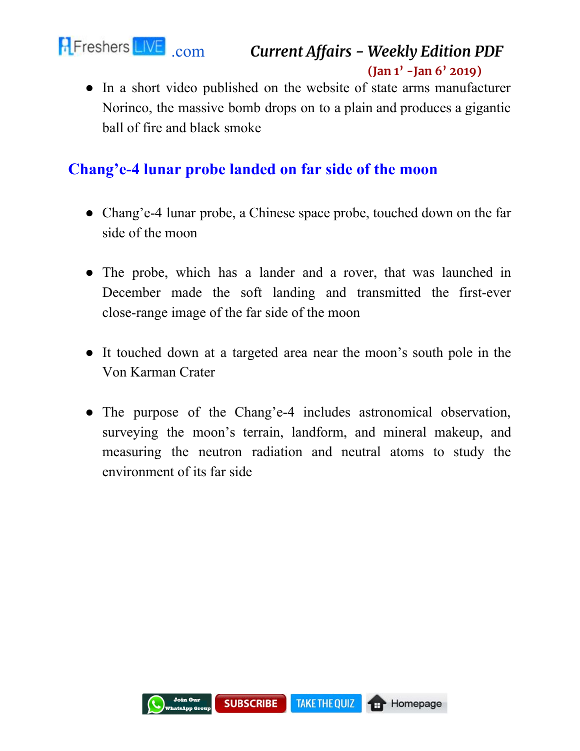- In a short video published on the website of state arms manufacturer Norinco, the massive bomb drops on to a plain and produces a gigantic ball of fire and black smoke

## Chang'e-4 lunar probe landed on far side of the moon

- Chang'e-4 lunar probe, a Chinese space probe, touched down on the far side of the moon
- The probe, which has a lander and a rover, that was launched in December made the soft landing and transmitted the first-ever close-range image of the far side of the moon
- It touched down at a targeted area near the moon's south pole in the Von Karman Crater
- The purpose of the Chang'e-4 includes astronomical observation, surveying the moon's terrain, landform, and mineral makeup, and measuring the neutron radiation and neutral atoms to study the environment of its far side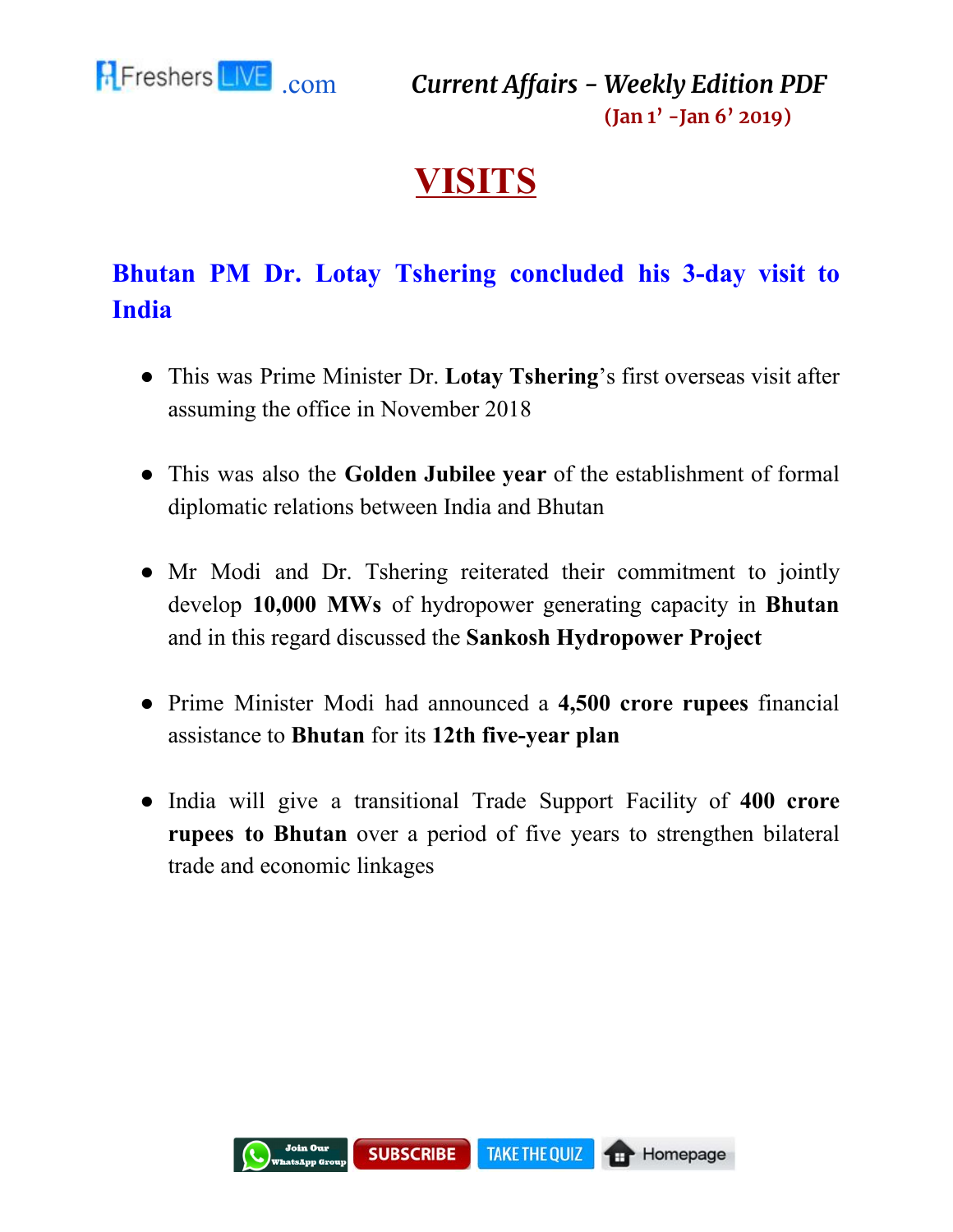# VISITS

## Bhutan PM Dr. Lotay Tshering concluded his 3-day visit to India

- This was Prime Minister Dr. **Lotay Tshering**'s first overseas visit after assuming the office in November 2018
- This was also the **Golden Jubilee year** of the establishment of formal diplomatic relations between India and Bhutan
- Mr Modi and Dr. Tshering reiterated their commitment to jointly develop **10,000 MWs** of hydropower generating capacity in **Bhutan** and in this regard discussed the **Sankosh Hydropower Project**
- Prime Minister Modi had announced a **4,500 crore rupees** financial assistance to **Bhutan** for its **12th five-year plan**
- India will give a transitional Trade Support Facility of **400 crore rupees to Bhutan** over a period of five years to strengthen bilateral trade and economic linkages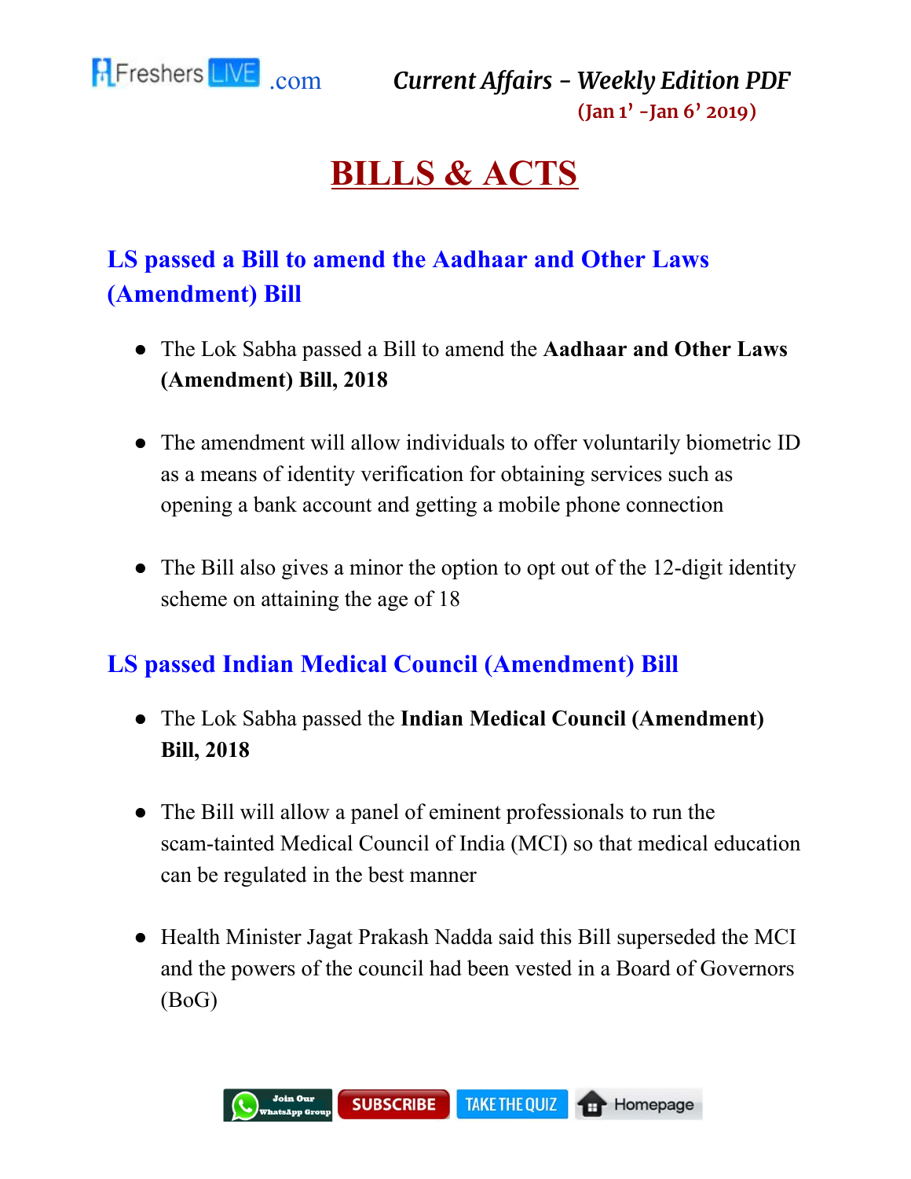# BILLS & ACTS

## LS passed a Bill to amend the Aadhaar and Other Laws (Amendment) Bill

- The Lok Sabha passed a Bill to amend the **Aadhaar and Other Laws (Amendment) Bill, 2018**
- The amendment will allow individuals to offer voluntarily biometric ID as a means of identity verification for obtaining services such as opening a bank account and getting a mobile phone connection
- The Bill also gives a minor the option to opt out of the 12-digit identity scheme on attaining the age of 18

## LS passed Indian Medical Council (Amendment) Bill

- The Lok Sabha passed the **Indian Medical Council (Amendment) Bill, 2018**
- The Bill will allow a panel of eminent professionals to run the scam-tainted Medical Council of India (MCI) so that medical education can be regulated in the best manner
- Health Minister Jagat Prakash Nadda said this Bill superseded the MCI and the powers of the council had been vested in a Board of Governors (BoG)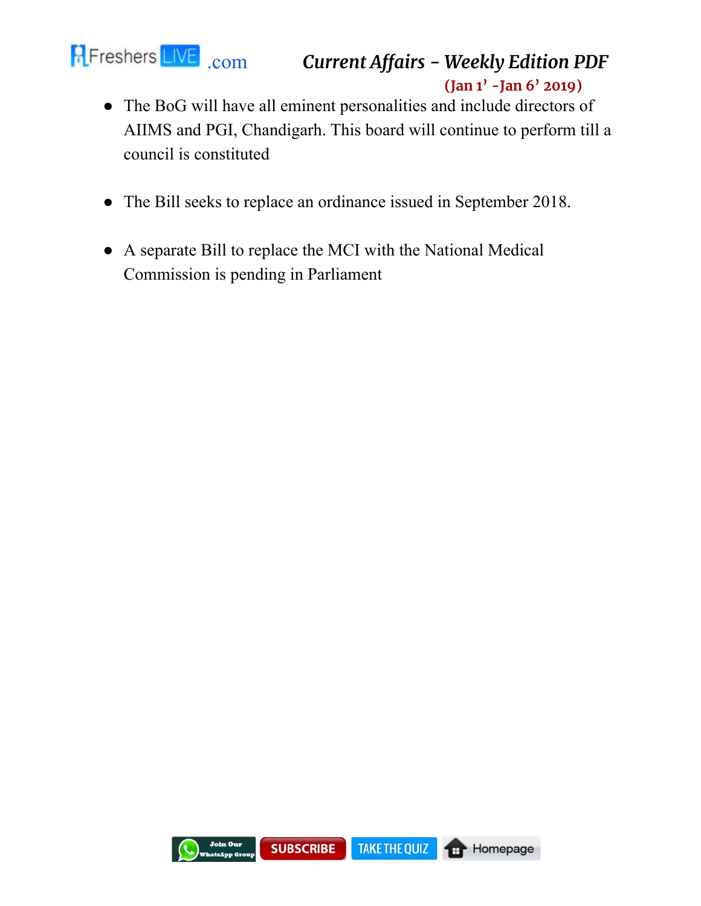- The BoG will have all eminent personalities and include directors of AIIMS and PGI, Chandigarh. This board will continue to perform till a council is constituted

- The Bill seeks to replace an ordinance issued in September 2018.

- A separate Bill to replace the MCI with the National Medical Commission is pending in Parliament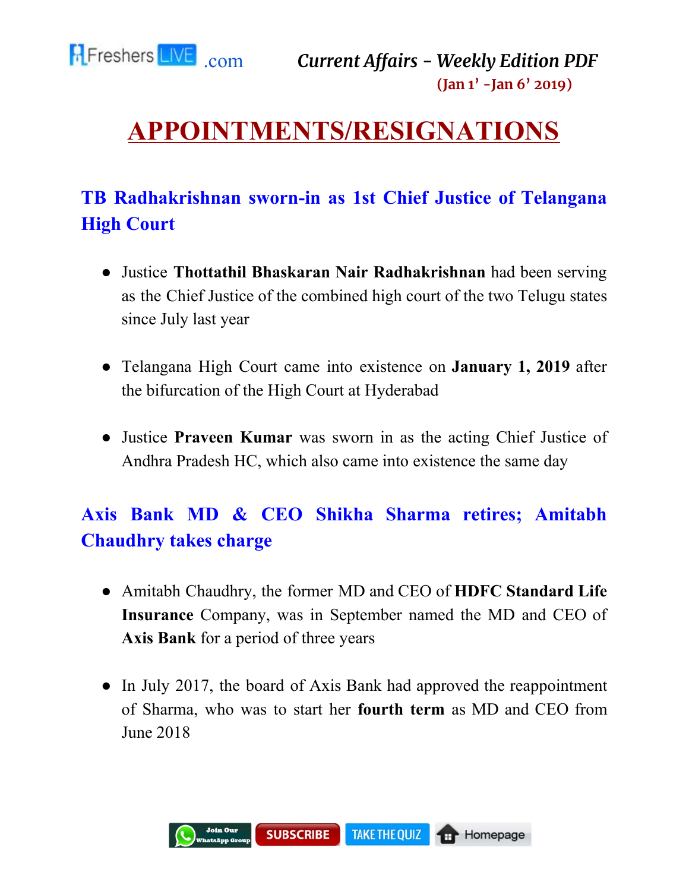# APPOINTMENTS/RESIGNATIONS

## TB Radhakrishnan sworn-in as 1st Chief Justice of Telangana High Court

- Justice **Thottathil Bhaskaran Nair Radhakrishnan** had been serving as the Chief Justice of the combined high court of the two Telugu states since July last year
- Telangana High Court came into existence on **January 1, 2019** after the bifurcation of the High Court at Hyderabad
- Justice **Praveen Kumar** was sworn in as the acting Chief Justice of Andhra Pradesh HC, which also came into existence the same day

## Axis Bank MD & CEO Shikha Sharma retires; Amitabh Chaudhry takes charge

- Amitabh Chaudhry, the former MD and CEO of **HDFC Standard Life Insurance** Company, was in September named the MD and CEO of **Axis Bank** for a period of three years
- In July 2017, the board of Axis Bank had approved the reappointment of Sharma, who was to start her **fourth term** as MD and CEO from June 2018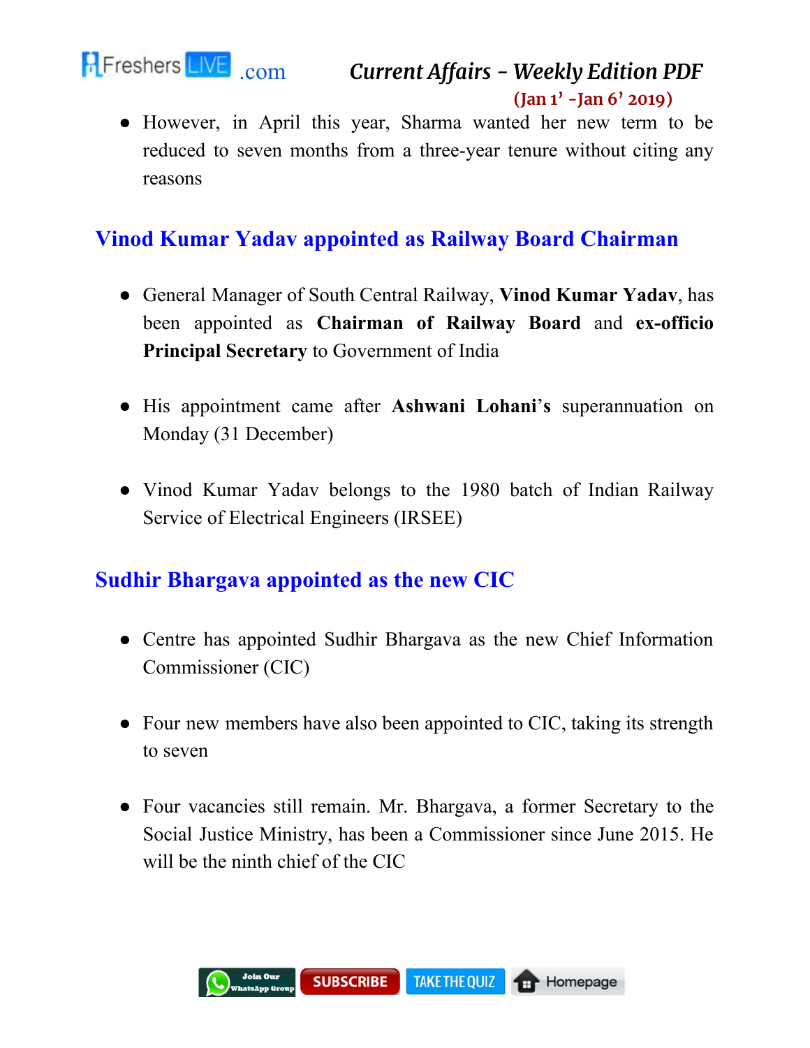- However, in April this year, Sharma wanted her new term to be reduced to seven months from a three-year tenure without citing any reasons

## Vinod Kumar Yadav appointed as Railway Board Chairman

- General Manager of South Central Railway, **Vinod Kumar Yadav**, has been appointed as **Chairman of Railway Board** and **ex-officio Principal Secretary** to Government of India
- His appointment came after **Ashwani Lohani**'s superannuation on Monday (31 December)
- Vinod Kumar Yadav belongs to the 1980 batch of Indian Railway Service of Electrical Engineers (IRSEE)

## Sudhir Bhargava appointed as the new CIC

- Centre has appointed Sudhir Bhargava as the new Chief Information Commissioner (CIC)
- Four new members have also been appointed to CIC, taking its strength to seven
- Four vacancies still remain. Mr. Bhargava, a former Secretary to the Social Justice Ministry, has been a Commissioner since June 2015. He will be the ninth chief of the CIC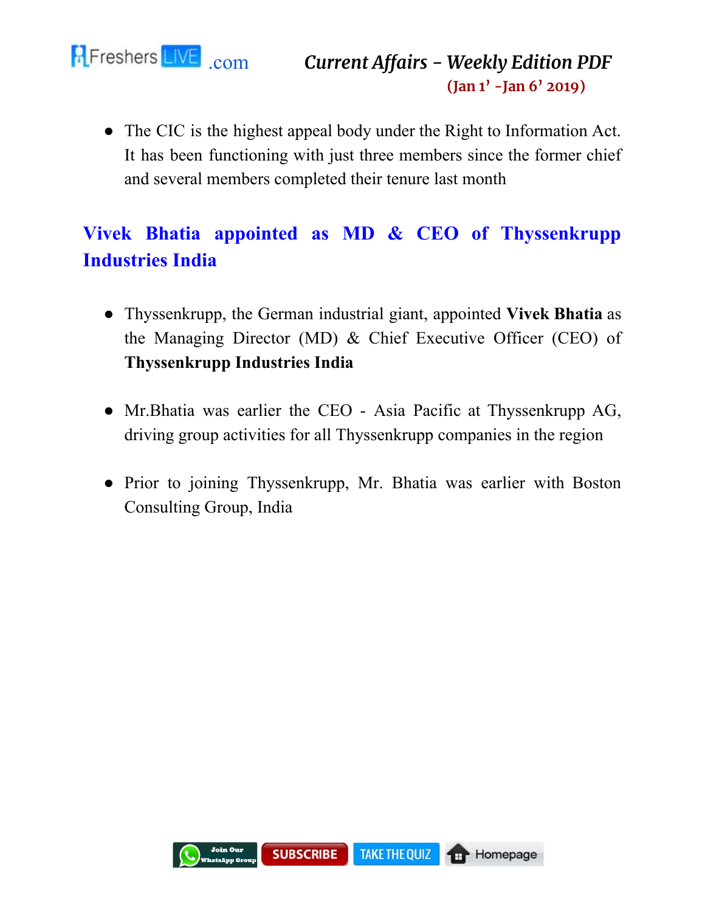- The CIC is the highest appeal body under the Right to Information Act. It has been functioning with just three members since the former chief and several members completed their tenure last month

## Vivek Bhatia appointed as MD & CEO of Thyssenkrupp Industries India

- Thyssenkrupp, the German industrial giant, appointed **Vivek Bhatia** as the Managing Director (MD) & Chief Executive Officer (CEO) of **Thyssenkrupp Industries India**
- Mr.Bhatia was earlier the CEO - Asia Pacific at Thyssenkrupp AG, driving group activities for all Thyssenkrupp companies in the region
- Prior to joining Thyssenkrupp, Mr. Bhatia was earlier with Boston Consulting Group, India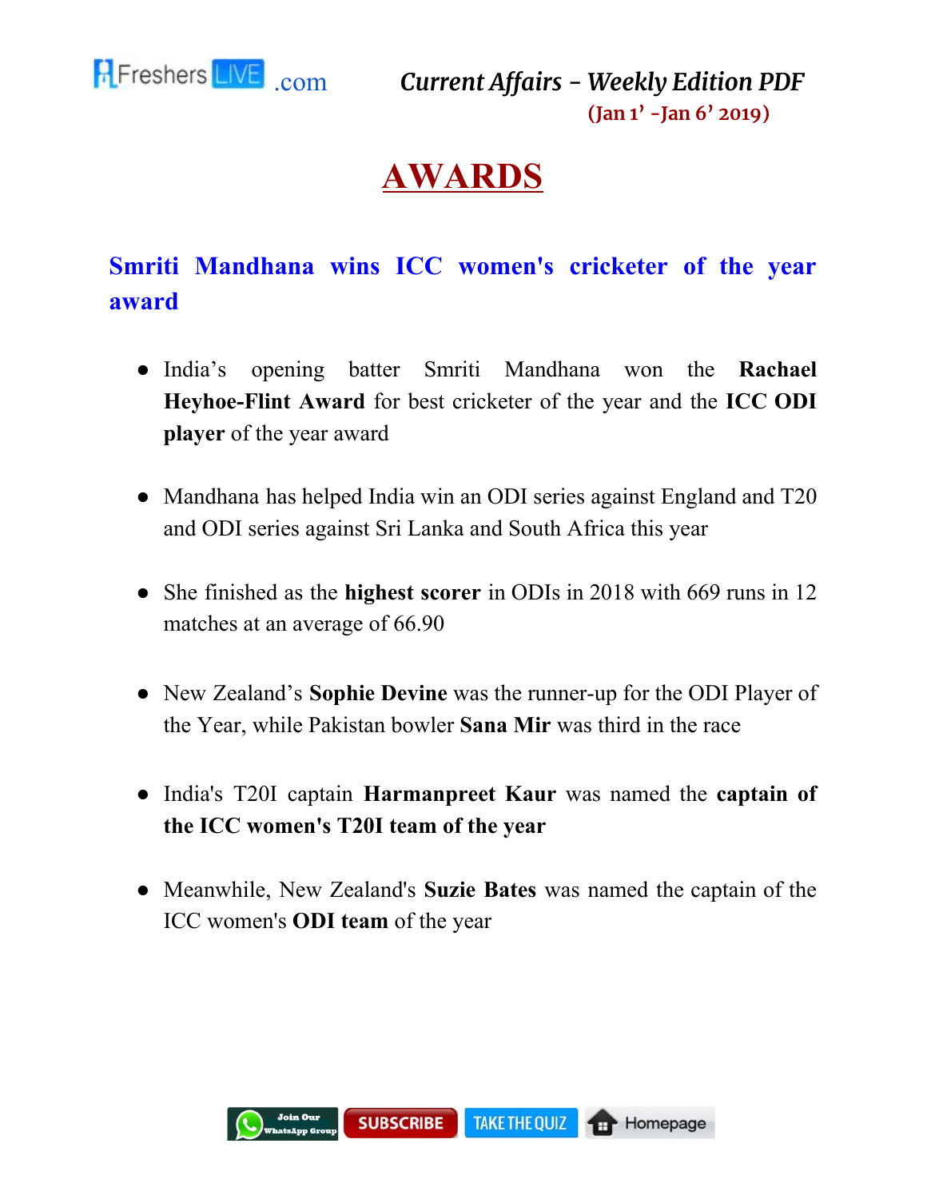# AWARDS

## Smriti Mandhana wins ICC women's cricketer of the year award

- India's opening batter Smriti Mandhana won the **Rachael Heyhoe-Flint Award** for best cricketer of the year and the **ICC ODI player** of the year award
- Mandhana has helped India win an ODI series against England and T20 and ODI series against Sri Lanka and South Africa this year
- She finished as the **highest scorer** in ODIs in 2018 with 669 runs in 12 matches at an average of 66.90
- New Zealand's **Sophie Devine** was the runner-up for the ODI Player of the Year, while Pakistan bowler **Sana Mir** was third in the race
- India's T20I captain **Harmanpreet Kaur** was named the **captain of the ICC women's T20I team of the year**
- Meanwhile, New Zealand's **Suzie Bates** was named the captain of the ICC women's **ODI team** of the year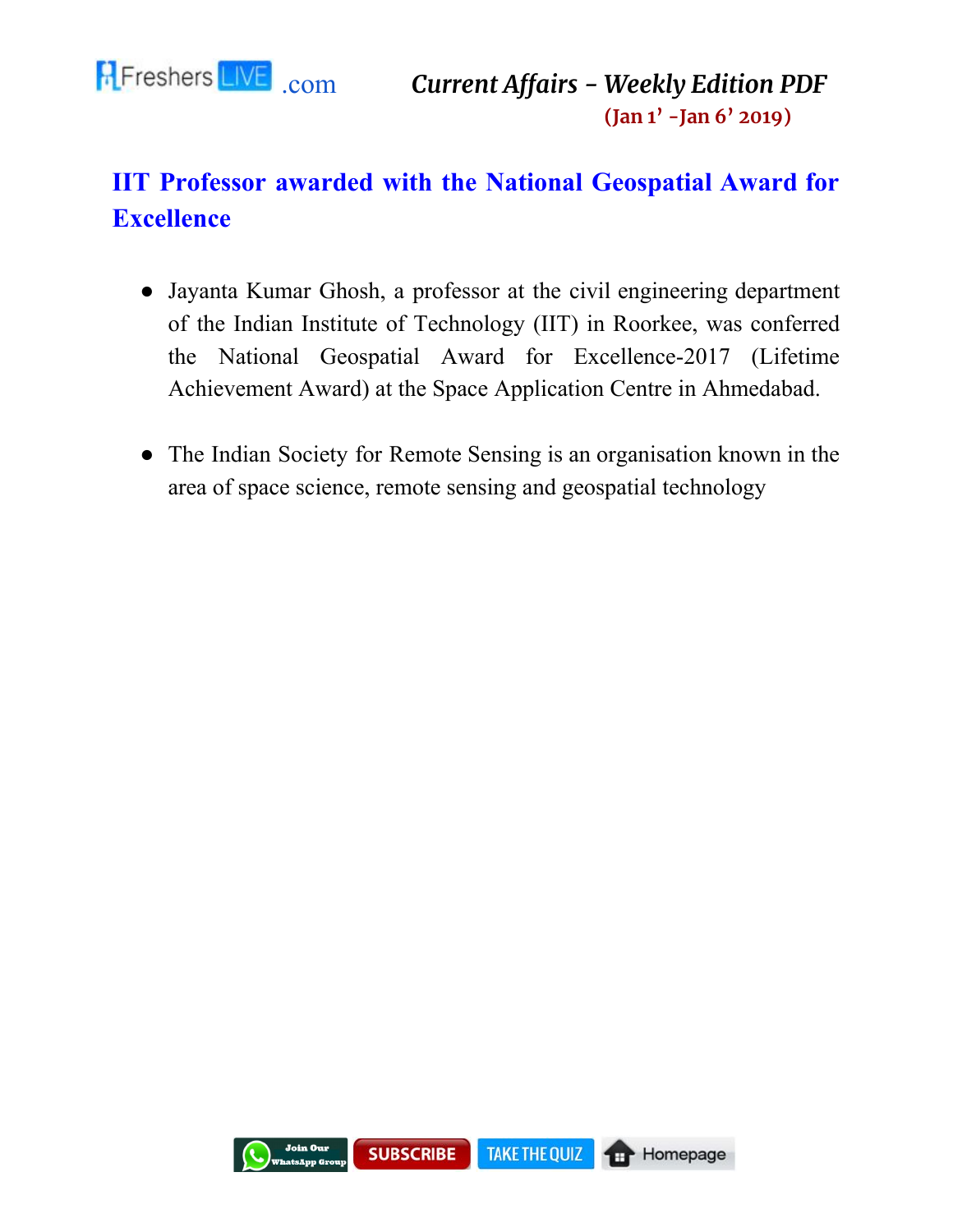## IIT Professor awarded with the National Geospatial Award for Excellence

- Jayanta Kumar Ghosh, a professor at the civil engineering department of the Indian Institute of Technology (IIT) in Roorkee, was conferred the National Geospatial Award for Excellence-2017 (Lifetime Achievement Award) at the Space Application Centre in Ahmedabad.

- The Indian Society for Remote Sensing is an organisation known in the area of space science, remote sensing and geospatial technology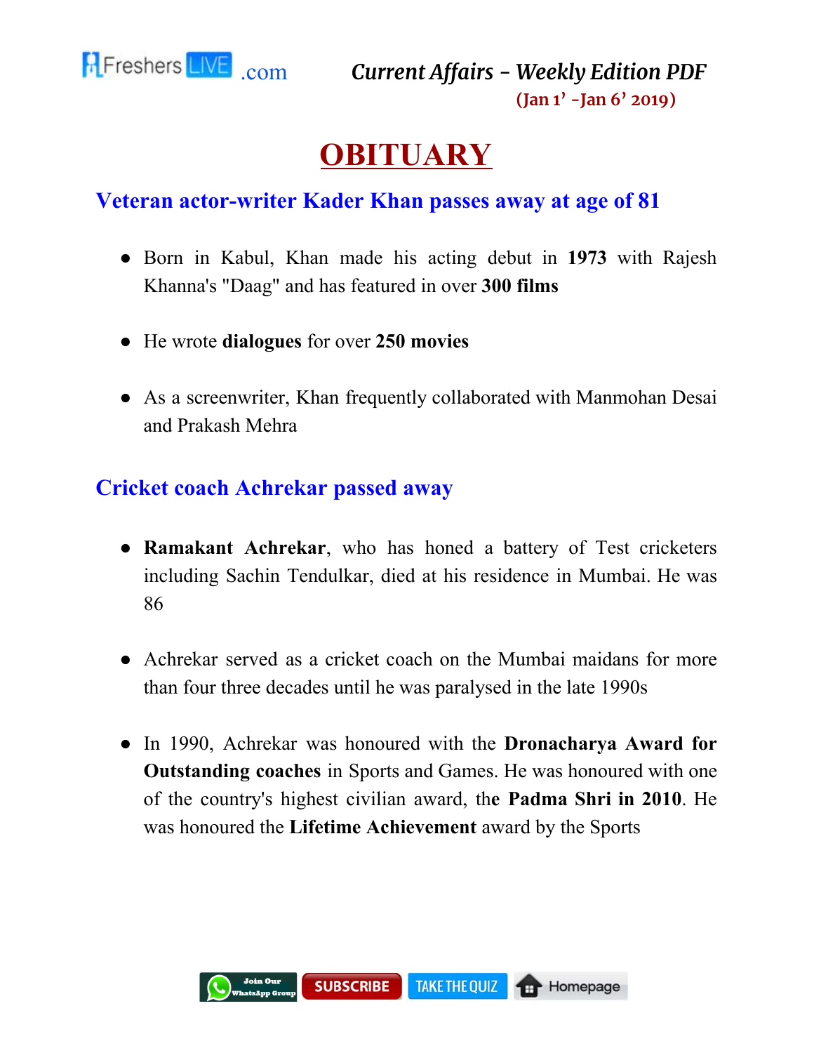# OBITUARY

## Veteran actor-writer Kader Khan passes away at age of 81

- Born in Kabul, Khan made his acting debut in **1973** with Rajesh Khanna's "Daag" and has featured in over **300 films**
- He wrote **dialogues** for over **250 movies**
- As a screenwriter, Khan frequently collaborated with Manmohan Desai and Prakash Mehra

## Cricket coach Achrekar passed away

- **Ramakant Achrekar**, who has honed a battery of Test cricketers including Sachin Tendulkar, died at his residence in Mumbai. He was 86
- Achrekar served as a cricket coach on the Mumbai maidans for more than four three decades until he was paralysed in the late 1990s
- In 1990, Achrekar was honoured with the **Dronacharya Award for Outstanding coaches** in Sports and Games. He was honoured with one of the country's highest civilian award, the **Padma Shri in 2010**. He was honoured the **Lifetime Achievement** award by the Sports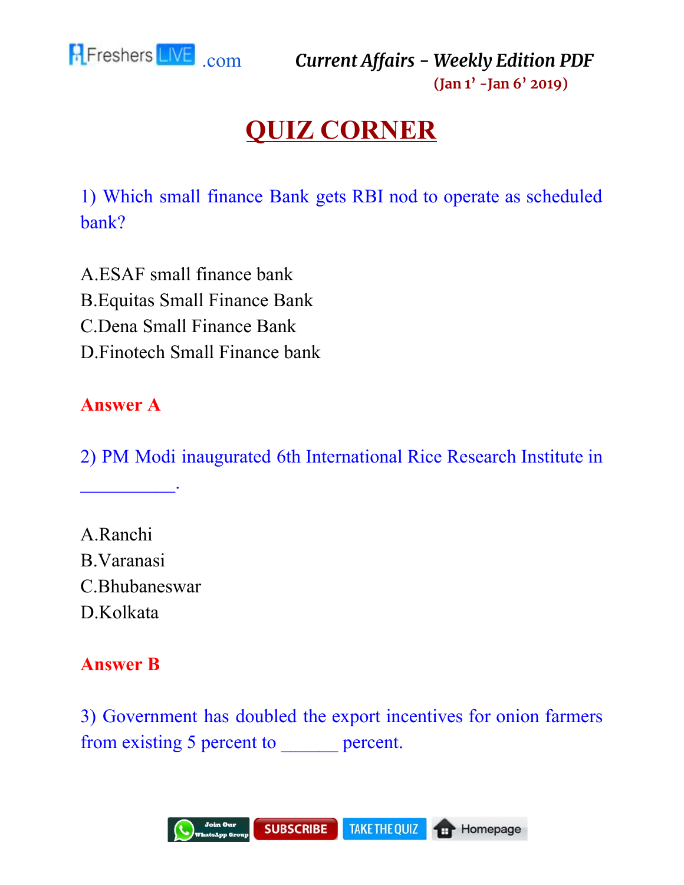# QUIZ CORNER

1) Which small finance Bank gets RBI nod to operate as scheduled bank?

A.ESAF small finance bank
B.Equitas Small Finance Bank
C.Dena Small Finance Bank
D.Finotech Small Finance bank

**Answer A**

2) PM Modi inaugurated 6th International Rice Research Institute in __________.

A.Ranchi
B.Varanasi
C.Bhubaneswar
D.Kolkata

**Answer B**

3) Government has doubled the export incentives for onion farmers from existing 5 percent to ______ percent.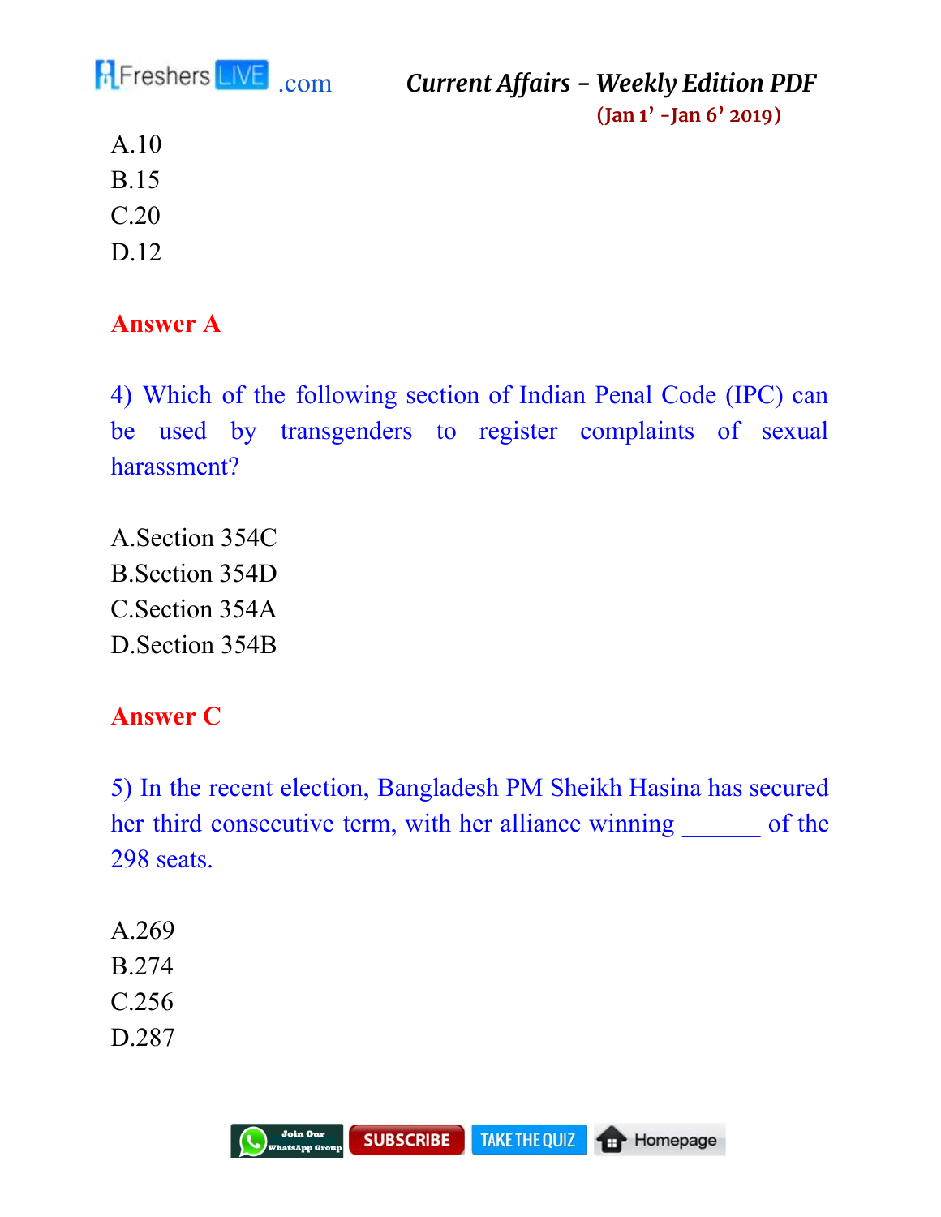A.10
B.15
C.20
D.12

**Answer A**

4) Which of the following section of Indian Penal Code (IPC) can be used by transgenders to register complaints of sexual harassment?

A.Section 354C
B.Section 354D
C.Section 354A
D.Section 354B

**Answer C**

5) In the recent election, Bangladesh PM Sheikh Hasina has secured her third consecutive term, with her alliance winning _______ of the 298 seats.

A.269
B.274
C.256
D.287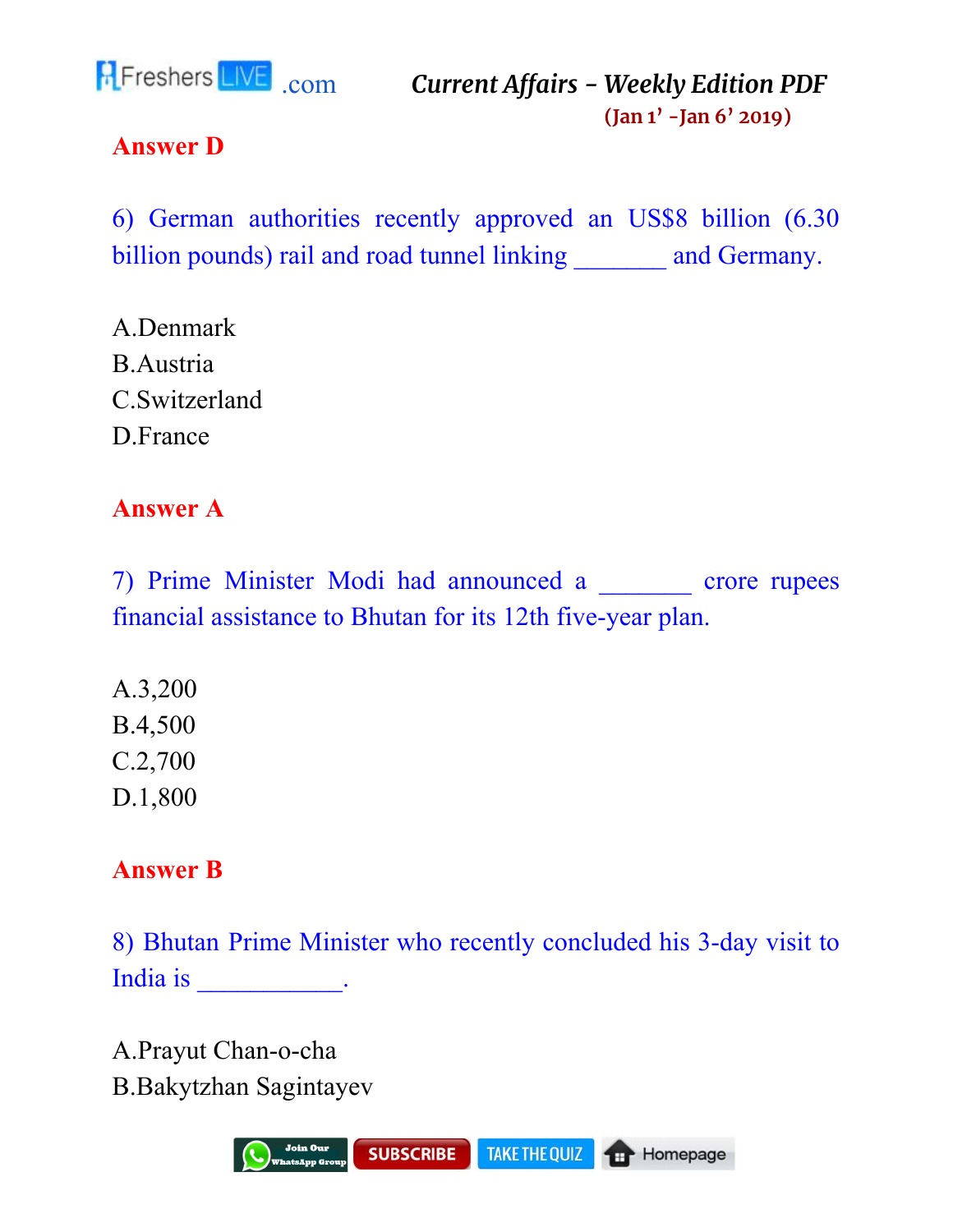**Answer D**

6) German authorities recently approved an US$8 billion (6.30 billion pounds) rail and road tunnel linking _______ and Germany.

A.Denmark
B.Austria
C.Switzerland
D.France

**Answer A**

7) Prime Minister Modi had announced a _______ crore rupees financial assistance to Bhutan for its 12th five-year plan.

A.3,200
B.4,500
C.2,700
D.1,800

**Answer B**

8) Bhutan Prime Minister who recently concluded his 3-day visit to India is ___________.

A.Prayut Chan-o-cha
B.Bakytzhan Sagintayev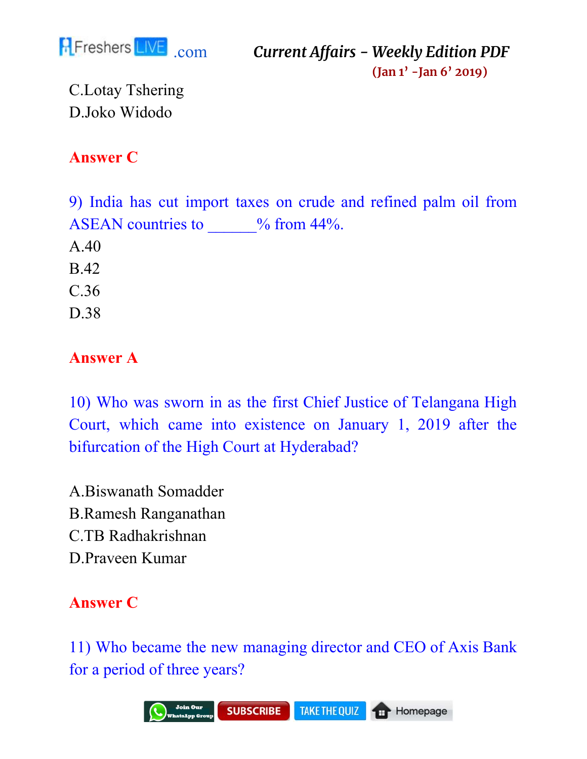C.Lotay Tshering
D.Joko Widodo

**Answer C**

9) India has cut import taxes on crude and refined palm oil from ASEAN countries to ______% from 44%.

A.40
B.42
C.36
D.38

**Answer A**

10) Who was sworn in as the first Chief Justice of Telangana High Court, which came into existence on January 1, 2019 after the bifurcation of the High Court at Hyderabad?

A.Biswanath Somadder
B.Ramesh Ranganathan
C.TB Radhakrishnan
D.Praveen Kumar

**Answer C**

11) Who became the new managing director and CEO of Axis Bank for a period of three years?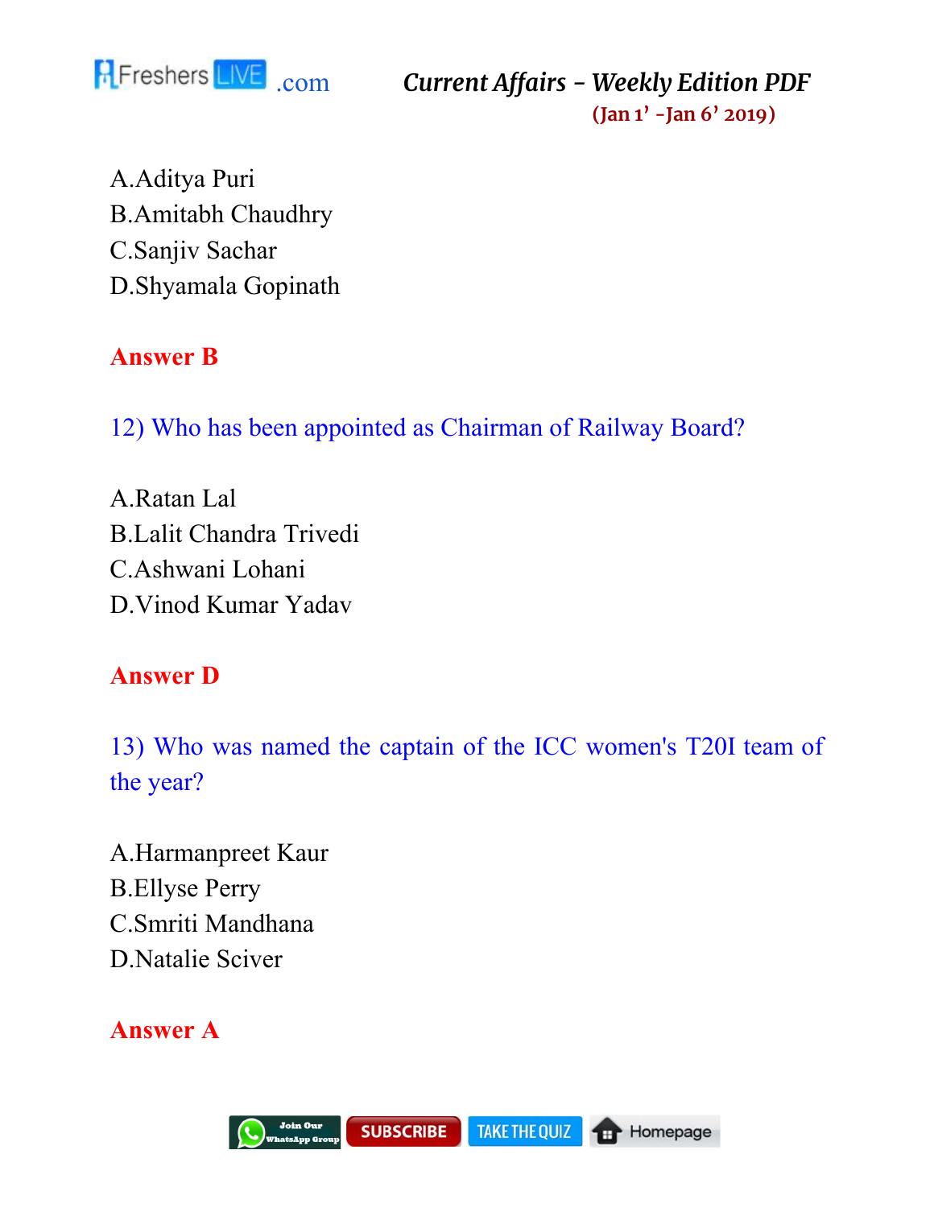A.Aditya Puri
B.Amitabh Chaudhry
C.Sanjiv Sachar
D.Shyamala Gopinath

**Answer B**

12) Who has been appointed as Chairman of Railway Board?

A.Ratan Lal
B.Lalit Chandra Trivedi
C.Ashwani Lohani
D.Vinod Kumar Yadav

**Answer D**

13) Who was named the captain of the ICC women's T20I team of the year?

A.Harmanpreet Kaur
B.Ellyse Perry
C.Smriti Mandhana
D.Natalie Sciver

**Answer A**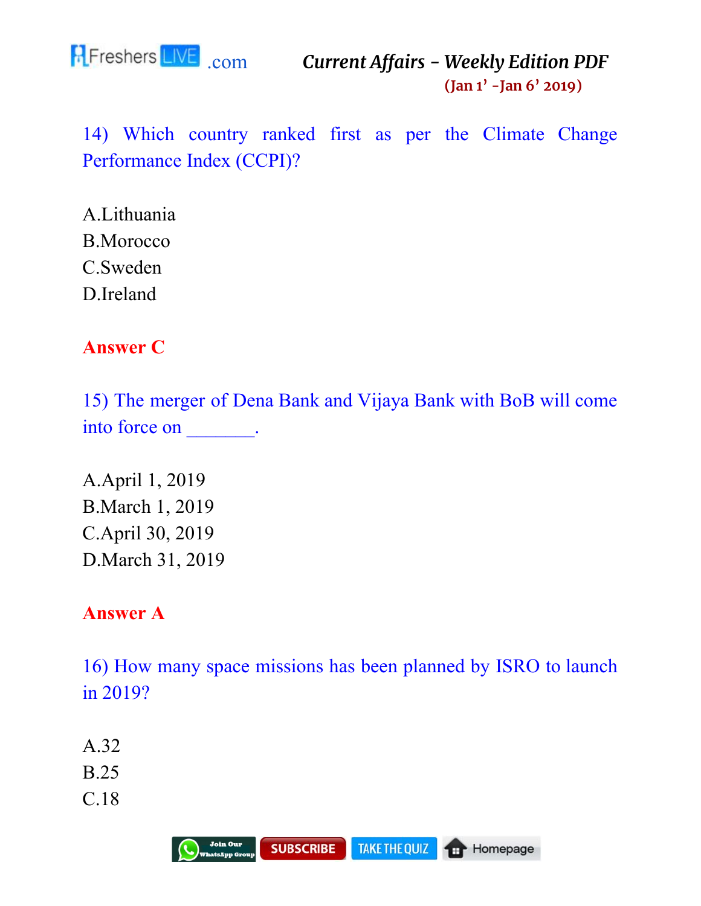14) Which country ranked first as per the Climate Change Performance Index (CCPI)?

A.Lithuania
B.Morocco
C.Sweden
D.Ireland

**Answer C**

15) The merger of Dena Bank and Vijaya Bank with BoB will come into force on _______.

A.April 1, 2019
B.March 1, 2019
C.April 30, 2019
D.March 31, 2019

**Answer A**

16) How many space missions has been planned by ISRO to launch in 2019?

A.32
B.25
C.18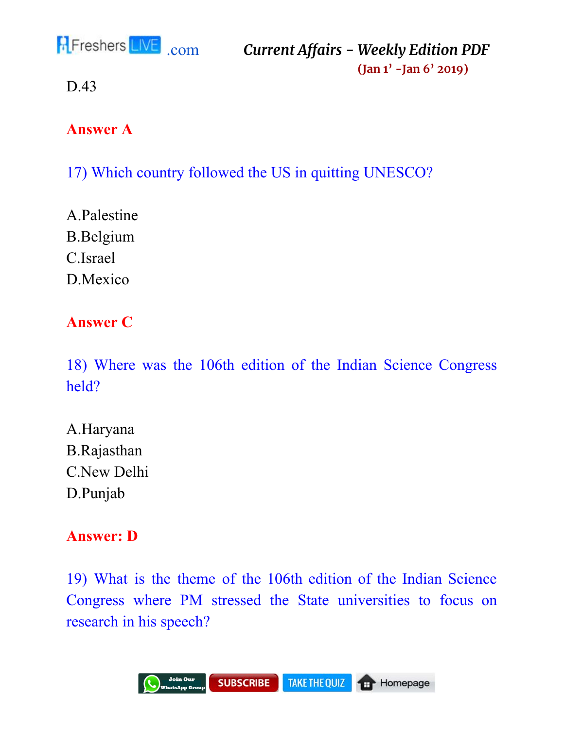D.43

**Answer A**

17) Which country followed the US in quitting UNESCO?

A.Palestine
B.Belgium
C.Israel
D.Mexico

**Answer C**

18) Where was the 106th edition of the Indian Science Congress held?

A.Haryana
B.Rajasthan
C.New Delhi
D.Punjab

**Answer: D**

19) What is the theme of the 106th edition of the Indian Science Congress where PM stressed the State universities to focus on research in his speech?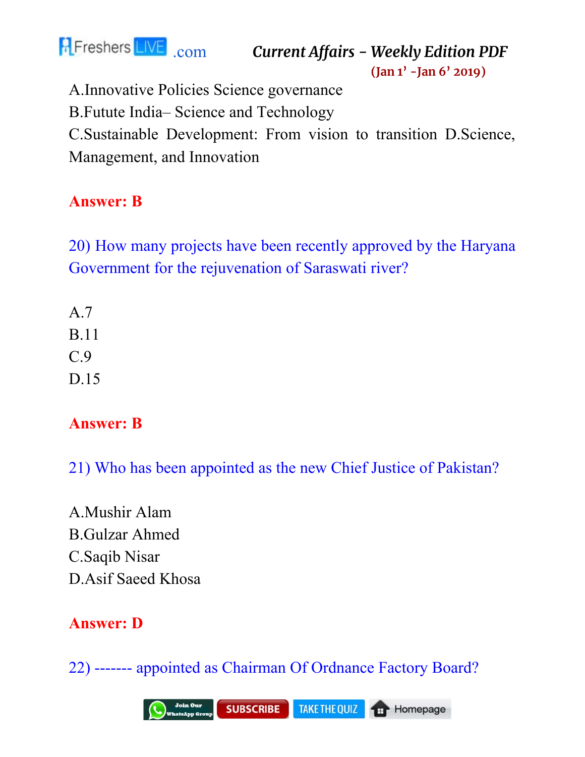A.Innovative Policies Science governance

B.Futute India– Science and Technology

C.Sustainable Development: From vision to transition D.Science, Management, and Innovation

**Answer: B**

20) How many projects have been recently approved by the Haryana Government for the rejuvenation of Saraswati river?

A.7

B.11

C.9

D.15

**Answer: B**

21) Who has been appointed as the new Chief Justice of Pakistan?

A.Mushir Alam

B.Gulzar Ahmed

C.Saqib Nisar

D.Asif Saeed Khosa

**Answer: D**

22) ------- appointed as Chairman Of Ordnance Factory Board?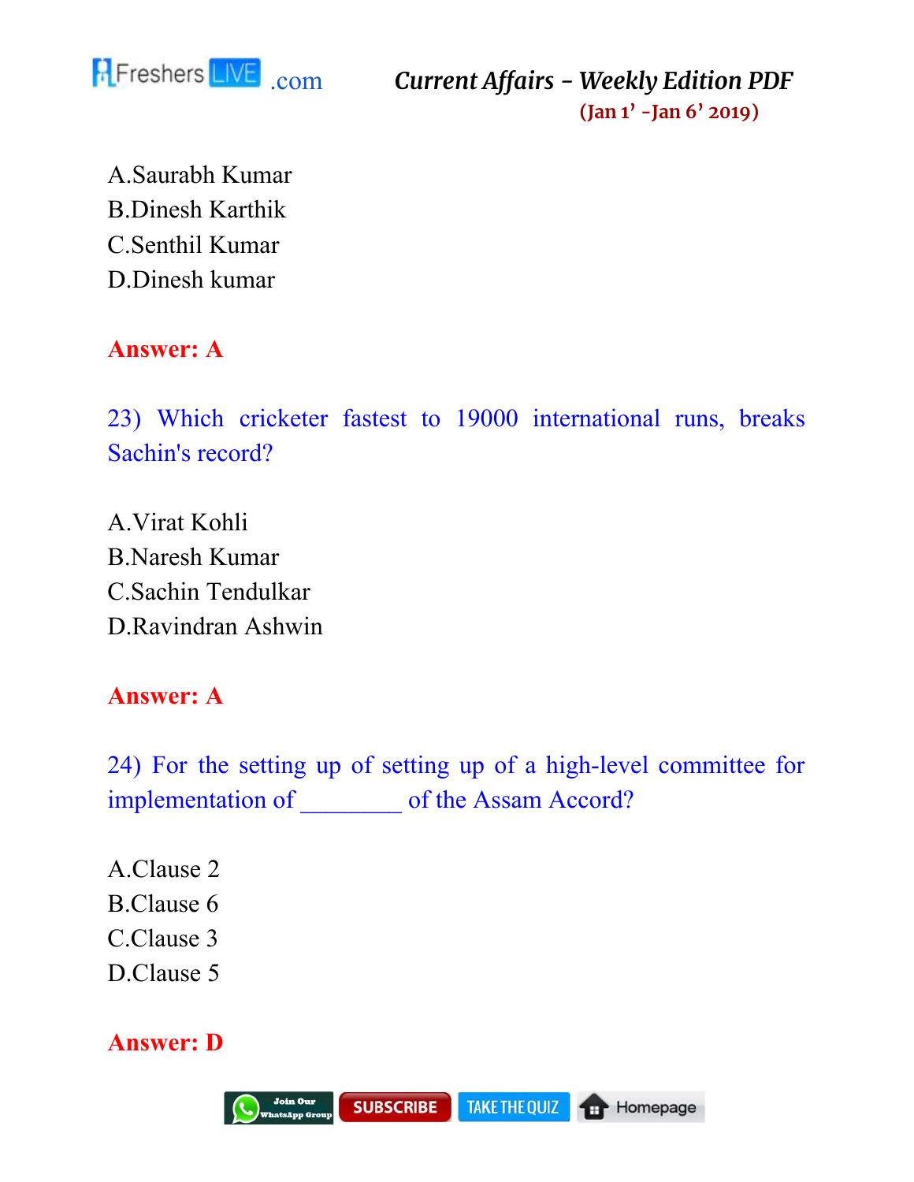A.Saurabh Kumar
B.Dinesh Karthik
C.Senthil Kumar
D.Dinesh kumar

**Answer: A**

23) Which cricketer fastest to 19000 international runs, breaks Sachin's record?

A.Virat Kohli
B.Naresh Kumar
C.Sachin Tendulkar
D.Ravindran Ashwin

**Answer: A**

24) For the setting up of setting up of a high-level committee for implementation of ________ of the Assam Accord?

A.Clause 2
B.Clause 6
C.Clause 3
D.Clause 5

**Answer: D**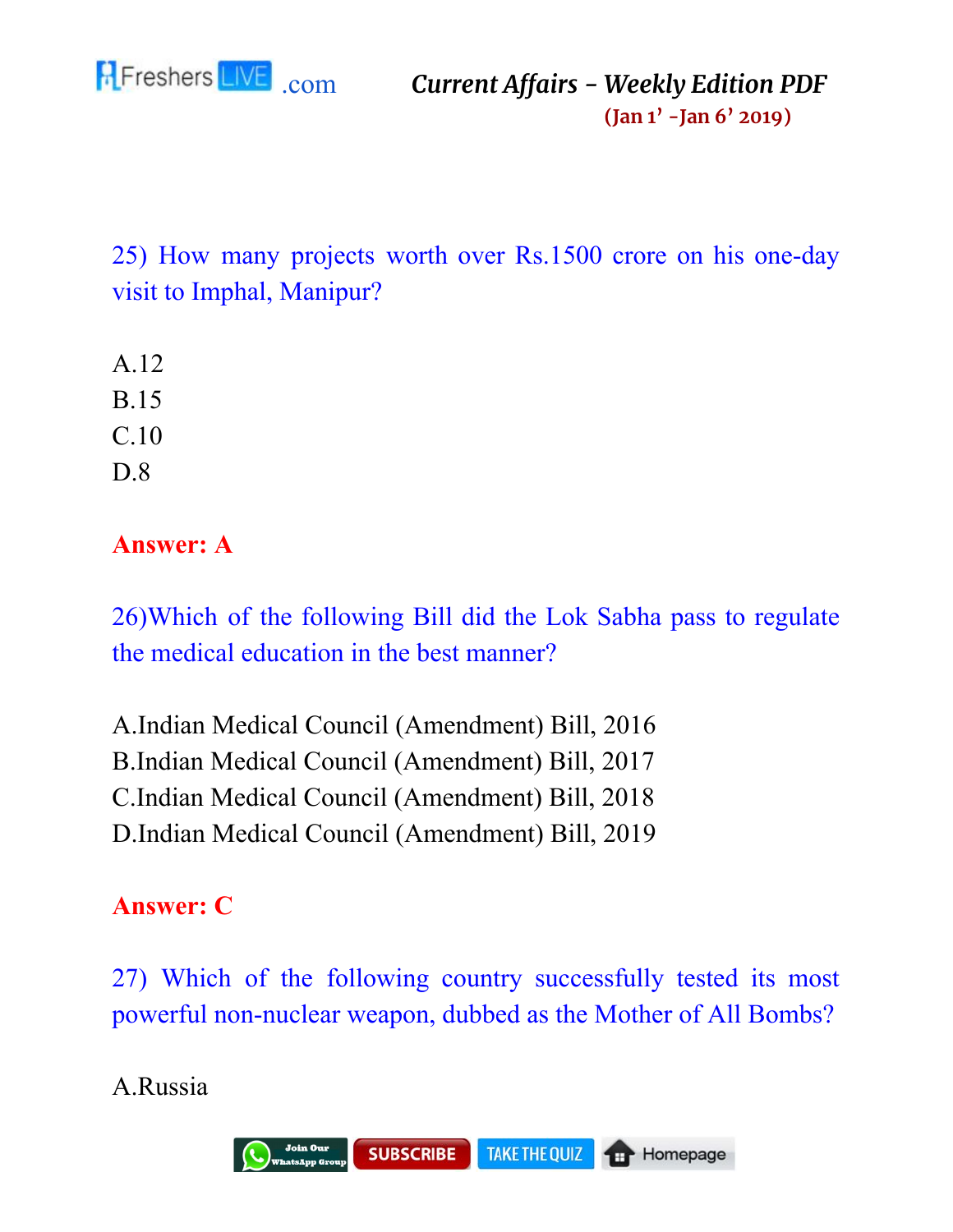25) How many projects worth over Rs.1500 crore on his one-day visit to Imphal, Manipur?

A.12
B.15
C.10
D.8

**Answer: A**

26)Which of the following Bill did the Lok Sabha pass to regulate the medical education in the best manner?

A.Indian Medical Council (Amendment) Bill, 2016
B.Indian Medical Council (Amendment) Bill, 2017
C.Indian Medical Council (Amendment) Bill, 2018
D.Indian Medical Council (Amendment) Bill, 2019

**Answer: C**

27) Which of the following country successfully tested its most powerful non-nuclear weapon, dubbed as the Mother of All Bombs?

A.Russia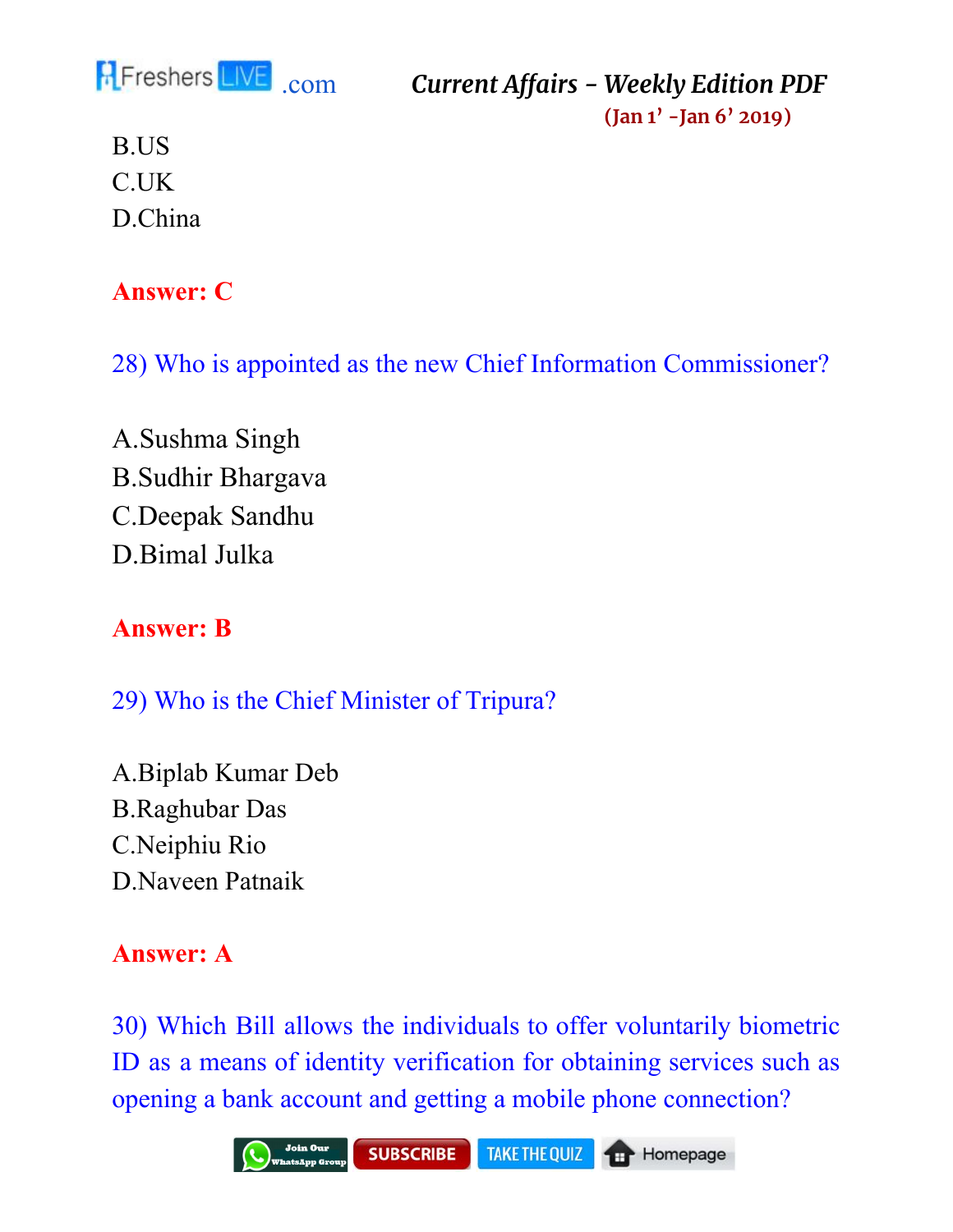B.US
C.UK
D.China

**Answer: C**

28) Who is appointed as the new Chief Information Commissioner?

A.Sushma Singh
B.Sudhir Bhargava
C.Deepak Sandhu
D.Bimal Julka

**Answer: B**

29) Who is the Chief Minister of Tripura?

A.Biplab Kumar Deb
B.Raghubar Das
C.Neiphiu Rio
D.Naveen Patnaik

**Answer: A**

30) Which Bill allows the individuals to offer voluntarily biometric ID as a means of identity verification for obtaining services such as opening a bank account and getting a mobile phone connection?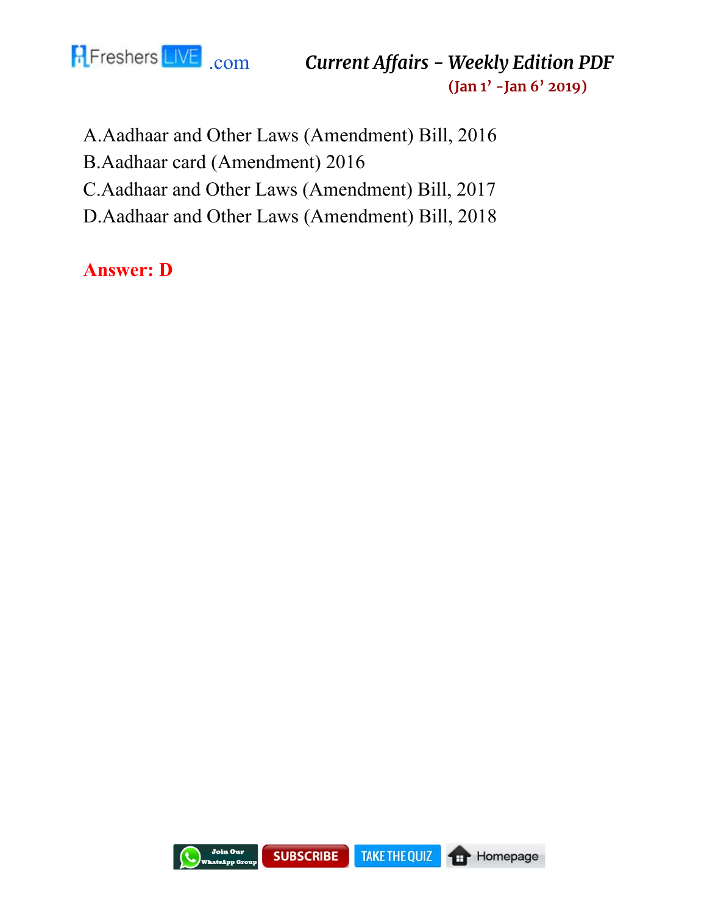A.Aadhaar and Other Laws (Amendment) Bill, 2016
B.Aadhaar card (Amendment) 2016
C.Aadhaar and Other Laws (Amendment) Bill, 2017
D.Aadhaar and Other Laws (Amendment) Bill, 2018

**Answer: D**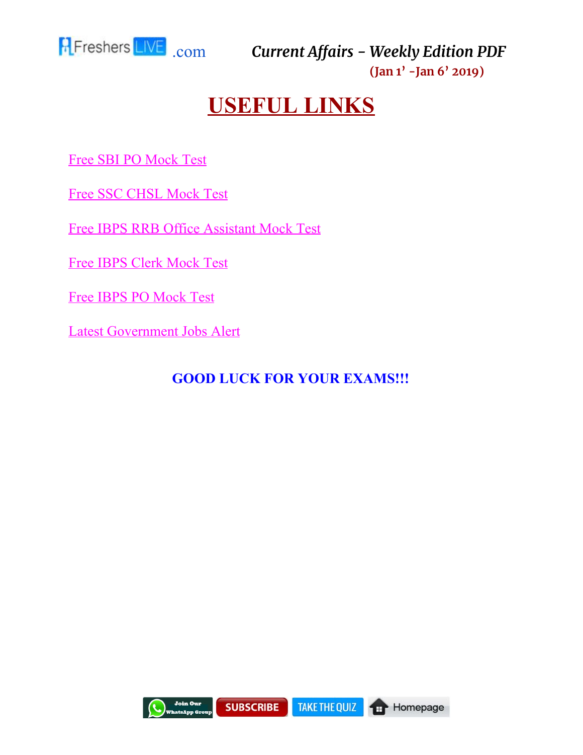# USEFUL LINKS

Free SBI PO Mock Test

Free SSC CHSL Mock Test

Free IBPS RRB Office Assistant Mock Test

Free IBPS Clerk Mock Test

Free IBPS PO Mock Test

Latest Government Jobs Alert

**GOOD LUCK FOR YOUR EXAMS!!!**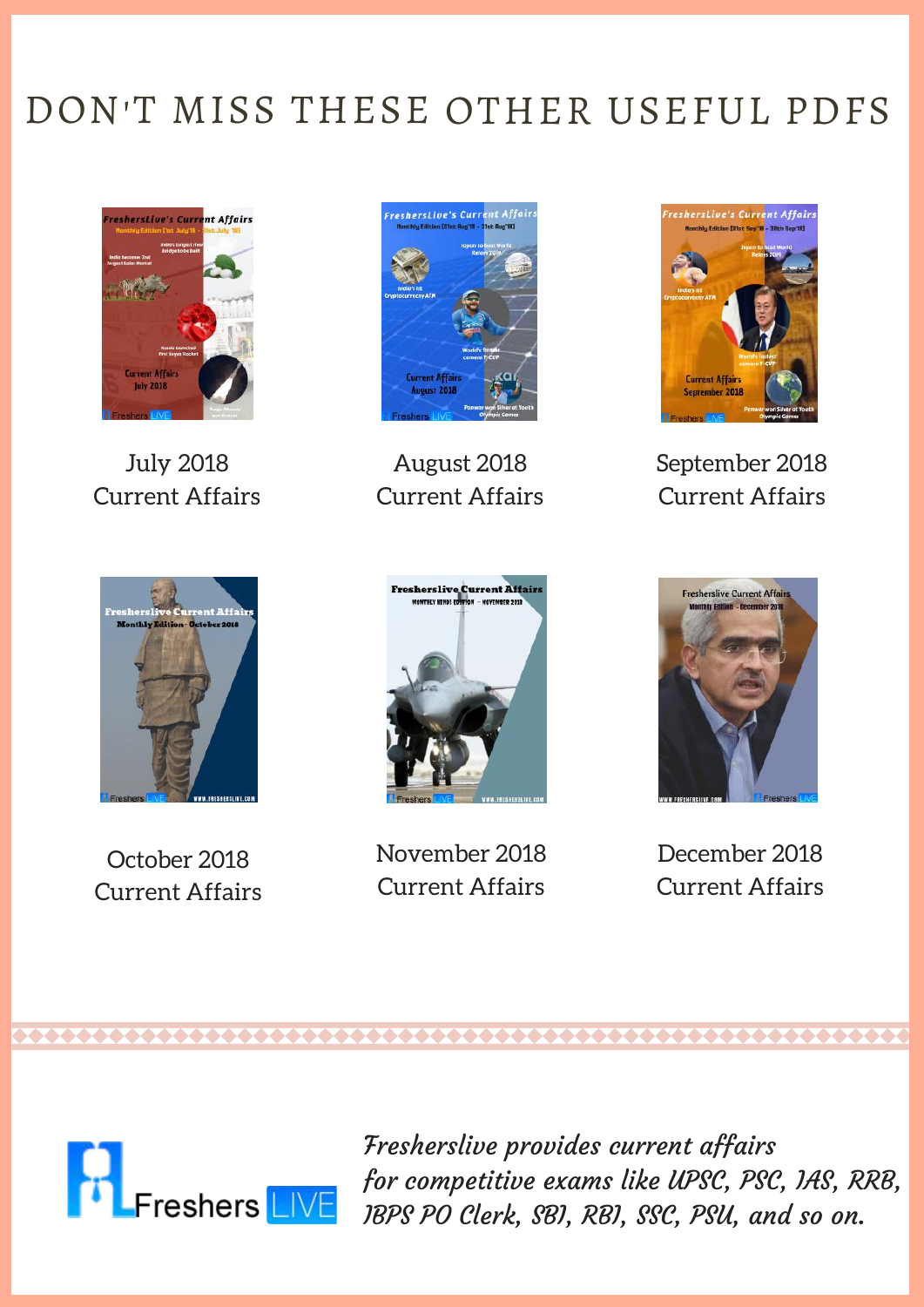# DON'T MISS THESE OTHER USEFUL PDFS

July 2018
Current Affairs

August 2018
Current Affairs

September 2018
Current Affairs

October 2018
Current Affairs

November 2018
Current Affairs

December 2018
Current Affairs

*Fresherslive provides current affairs for competitive exams like UPSC, PSC, IAS, RRB, IBPS PO Clerk, SBI, RBI, SSC, PSU, and so on.*